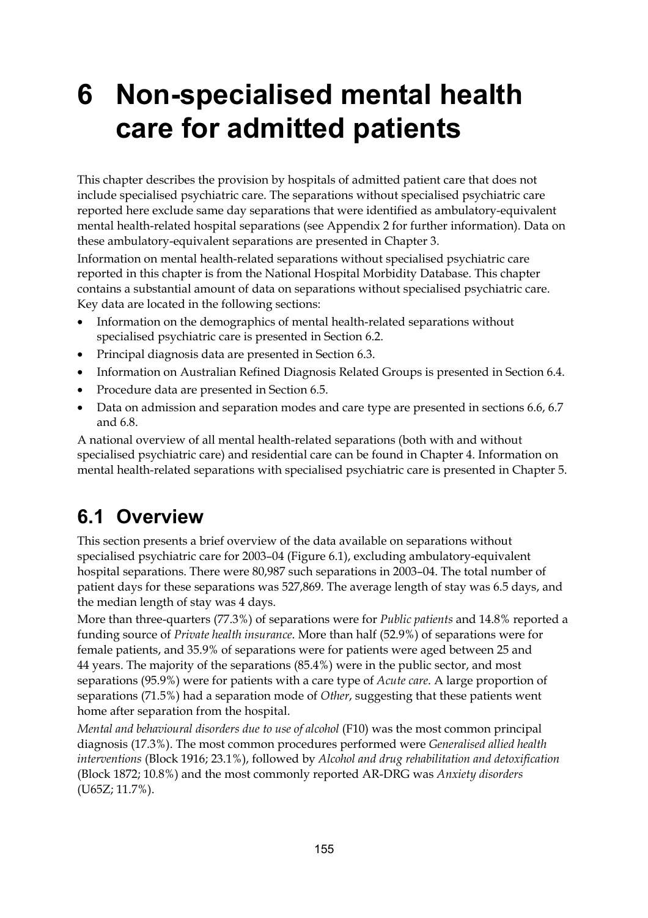# 6 Non-specialised mental health care for admitted patients

This chapter describes the provision by hospitals of admitted patient care that does not include specialised psychiatric care. The separations without specialised psychiatric care reported here exclude same day separations that were identified as ambulatory-equivalent mental health-related hospital separations (see Appendix 2 for further information). Data on these ambulatory-equivalent separations are presented in Chapter 3.

Information on mental health-related separations without specialised psychiatric care reported in this chapter is from the National Hospital Morbidity Database. This chapter contains a substantial amount of data on separations without specialised psychiatric care. Key data are located in the following sections:

- Information on the demographics of mental health-related separations without specialised psychiatric care is presented in Section 6.2.
- Principal diagnosis data are presented in Section 6.3.
- Information on Australian Refined Diagnosis Related Groups is presented in Section 6.4.
- Procedure data are presented in Section 6.5.
- Data on admission and separation modes and care type are presented in sections 6.6, 6.7 and 6.8.

A national overview of all mental health-related separations (both with and without specialised psychiatric care) and residential care can be found in Chapter 4. Information on mental health-related separations with specialised psychiatric care is presented in Chapter 5.

## 6.1 Overview

This section presents a brief overview of the data available on separations without specialised psychiatric care for 2003–04 (Figure 6.1), excluding ambulatory-equivalent hospital separations. There were 80,987 such separations in 2003–04. The total number of patient days for these separations was 527,869. The average length of stay was 6.5 days, and the median length of stay was 4 days.

More than three-quarters (77.3%) of separations were for *Public patients* and 14.8% reported a funding source of *Private health insurance*. More than half (52.9%) of separations were for female patients, and 35.9% of separations were for patients were aged between 25 and 44 years. The majority of the separations (85.4%) were in the public sector, and most separations (95.9%) were for patients with a care type of *Acute care*. A large proportion of separations (71.5%) had a separation mode of *Other*, suggesting that these patients went home after separation from the hospital.

*Mental and behavioural disorders due to use of alcohol* (F10) was the most common principal diagnosis (17.3%). The most common procedures performed were *Generalised allied health interventions* (Block 1916; 23.1%), followed by *Alcohol and drug rehabilitation and detoxification* (Block 1872; 10.8%) and the most commonly reported AR-DRG was *Anxiety disorders* (U65Z; 11.7%).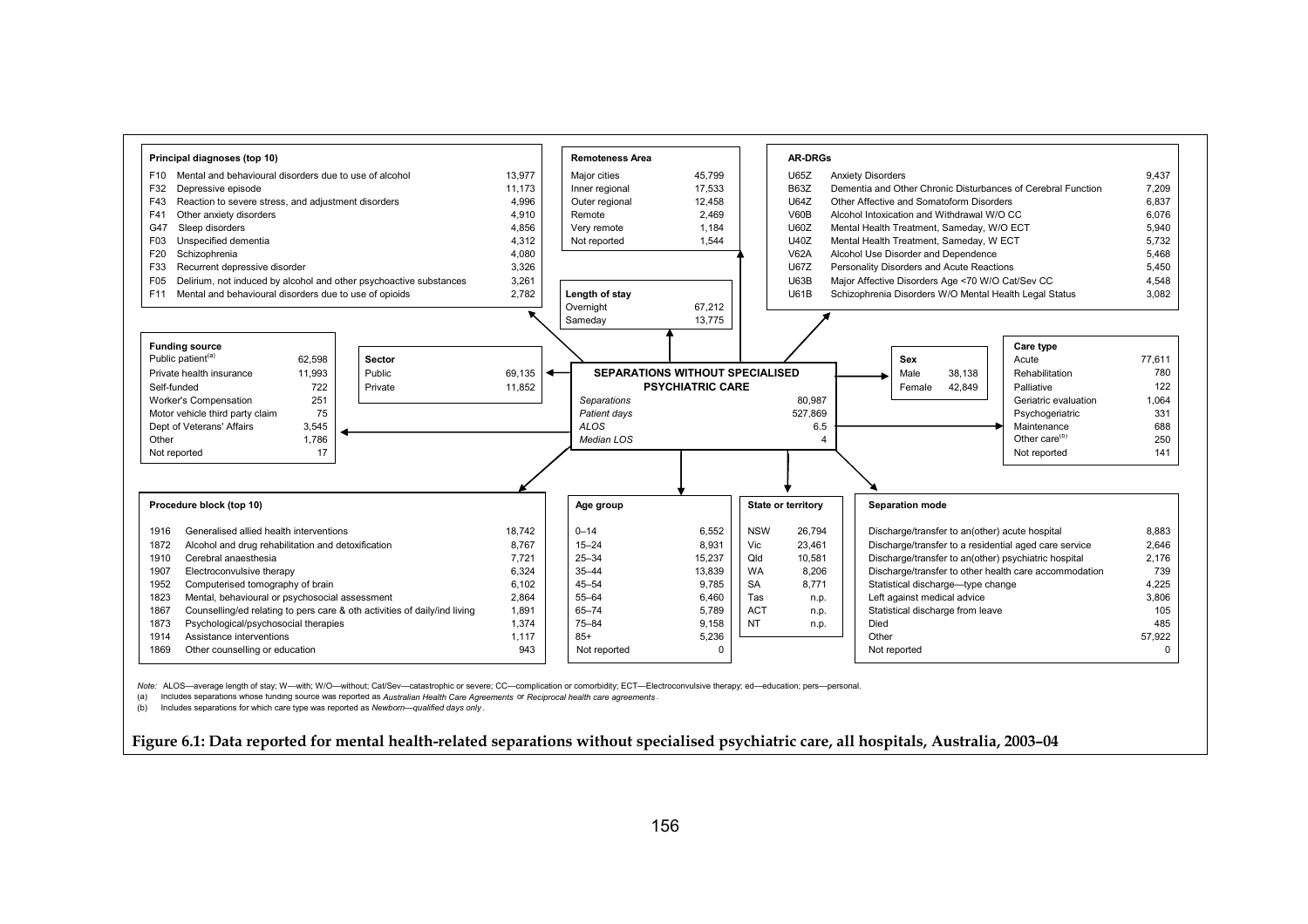## SEPARATIONS WITHOUT SPECIALISED PSYCHIATRIC CARE

| | |
|---|---|
| *Separations* | 80,987 |
| *Patient days* | 527,869 |
| *ALOS* | 6.5 |
| *Median LOS* | 4 |

### Principal diagnoses (top 10)

| Code | Diagnosis | Separations |
|---|---|---|
| F10 | Mental and behavioural disorders due to use of alcohol | 13,977 |
| F32 | Depressive episode | 11,173 |
| F43 | Reaction to severe stress, and adjustment disorders | 4,996 |
| F41 | Other anxiety disorders | 4,910 |
| G47 | Sleep disorders | 4,856 |
| F03 | Unspecified dementia | 4,312 |
| F20 | Schizophrenia | 4,080 |
| F33 | Recurrent depressive disorder | 3,326 |
| F05 | Delirium, not induced by alcohol and other psychoactive substances | 3,261 |
| F11 | Mental and behavioural disorders due to use of opioids | 2,782 |

### Remoteness Area

| Remoteness Area | Separations |
|---|---|
| Major cities | 45,799 |
| Inner regional | 17,533 |
| Outer regional | 12,458 |
| Remote | 2,469 |
| Very remote | 1,184 |
| Not reported | 1,544 |

### AR-DRGs

| Code | AR-DRG | Separations |
|---|---|---|
| U65Z | Anxiety Disorders | 9,437 |
| B63Z | Dementia and Other Chronic Disturbances of Cerebral Function | 7,209 |
| U64Z | Other Affective and Somatoform Disorders | 6,837 |
| V60B | Alcohol Intoxication and Withdrawal W/O CC | 6,076 |
| U60Z | Mental Health Treatment, Sameday, W/O ECT | 5,940 |
| U40Z | Mental Health Treatment, Sameday, W ECT | 5,732 |
| V62A | Alcohol Use Disorder and Dependence | 5,468 |
| U67Z | Personality Disorders and Acute Reactions | 5,450 |
| U63B | Major Affective Disorders Age <70 W/O Cat/Sev CC | 4,548 |
| U61B | Schizophrenia Disorders W/O Mental Health Legal Status | 3,082 |

### Length of stay

| Length of stay | Separations |
|---|---|
| Overnight | 67,212 |
| Sameday | 13,775 |

### Funding source

| Funding source | Separations |
|---|---|
| Public patient[a] | 62,598 |
| Private health insurance | 11,993 |
| Self-funded | 722 |
| Worker's Compensation | 251 |
| Motor vehicle third party claim | 75 |
| Dept of Veterans' Affairs | 3,545 |
| Other | 1,786 |
| Not reported | 17 |

### Sector

| Sector | Separations |
|---|---|
| Public | 69,135 |
| Private | 11,852 |

### Sex

| Sex | Separations |
|---|---|
| Male | 38,138 |
| Female | 42,849 |

### Care type

| Care type | Separations |
|---|---|
| Acute | 77,611 |
| Rehabilitation | 780 |
| Palliative | 122 |
| Geriatric evaluation | 1,064 |
| Psychogeriatric | 331 |
| Maintenance | 688 |
| Other care[b] | 250 |
| Not reported | 141 |

### Procedure block (top 10)

| Block | Procedure | Separations |
|---|---|---|
| 1916 | Generalised allied health interventions | 18,742 |
| 1872 | Alcohol and drug rehabilitation and detoxification | 8,767 |
| 1910 | Cerebral anaesthesia | 7,721 |
| 1907 | Electroconvulsive therapy | 6,324 |
| 1952 | Computerised tomography of brain | 6,102 |
| 1823 | Mental, behavioural or psychosocial assessment | 2,864 |
| 1867 | Counselling/ed relating to pers care & oth activities of daily/ind living | 1,891 |
| 1873 | Psychological/psychosocial therapies | 1,374 |
| 1914 | Assistance interventions | 1,117 |
| 1869 | Other counselling or education | 943 |

### Age group

| Age group | Separations |
|---|---|
| 0–14 | 6,552 |
| 15–24 | 8,931 |
| 25–34 | 15,237 |
| 35–44 | 13,839 |
| 45–54 | 9,785 |
| 55–64 | 6,460 |
| 65–74 | 5,789 |
| 75–84 | 9,158 |
| 85+ | 5,236 |
| Not reported | 0 |

### State or territory

| State or territory | Separations |
|---|---|
| NSW | 26,794 |
| Vic | 23,461 |
| Qld | 10,581 |
| WA | 8,206 |
| SA | 8,771 |
| Tas | n.p. |
| ACT | n.p. |
| NT | n.p. |

### Separation mode

| Separation mode | Separations |
|---|---|
| Discharge/transfer to an(other) acute hospital | 8,883 |
| Discharge/transfer to a residential aged care service | 2,646 |
| Discharge/transfer to an(other) psychiatric hospital | 2,176 |
| Discharge/transfer to other health care accommodation | 739 |
| Statistical discharge—type change | 4,225 |
| Left against medical advice | 3,806 |
| Statistical discharge from leave | 105 |
| Died | 485 |
| Other | 57,922 |
| Not reported | 0 |

*Note:* ALOS—average length of stay; W—with; W/O—without; Cat/Sev—catastrophic or severe; CC—complication or comorbidity; ECT—Electroconvulsive therapy; ed—education; pers—personal.

(a) Includes separations whose funding source was reported as *Australian Health Care Agreements* or *Reciprocal health care agreements*.

(b) Includes separations for which care type was reported as *Newborn—qualified days only*.

**Figure 6.1: Data reported for mental health-related separations without specialised psychiatric care, all hospitals, Australia, 2003–04**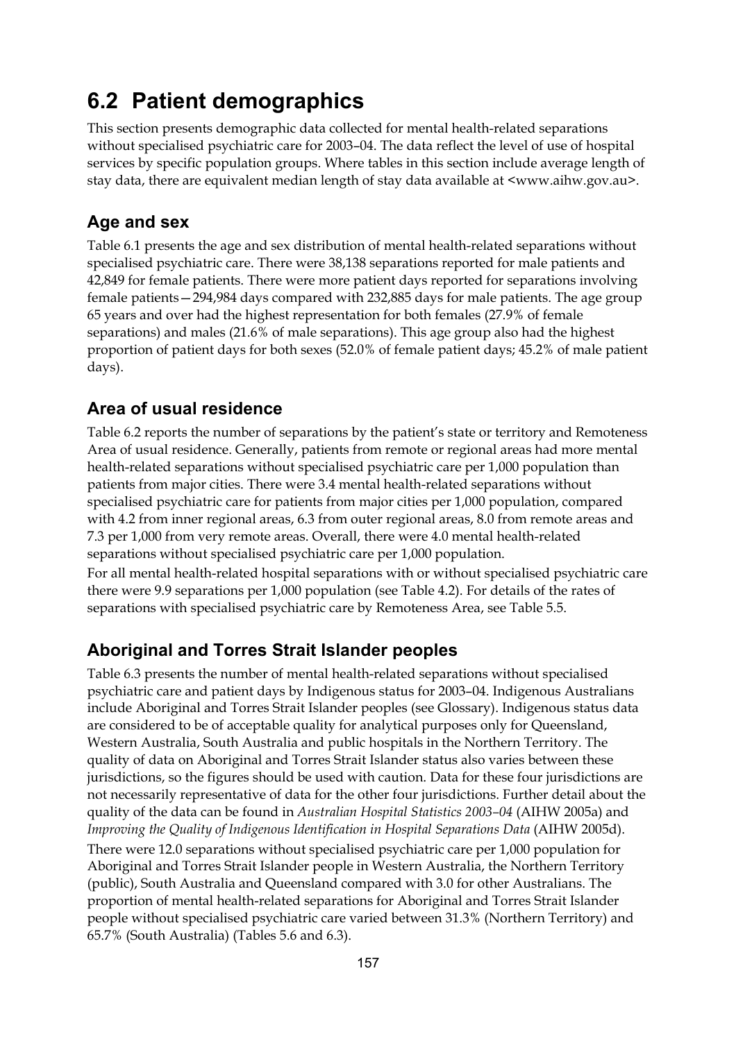## 6.2 Patient demographics

This section presents demographic data collected for mental health-related separations without specialised psychiatric care for 2003–04. The data reflect the level of use of hospital services by specific population groups. Where tables in this section include average length of stay data, there are equivalent median length of stay data available at <www.aihw.gov.au>.

### Age and sex

Table 6.1 presents the age and sex distribution of mental health-related separations without specialised psychiatric care. There were 38,138 separations reported for male patients and 42,849 for female patients. There were more patient days reported for separations involving female patients—294,984 days compared with 232,885 days for male patients. The age group 65 years and over had the highest representation for both females (27.9% of female separations) and males (21.6% of male separations). This age group also had the highest proportion of patient days for both sexes (52.0% of female patient days; 45.2% of male patient days).

### Area of usual residence

Table 6.2 reports the number of separations by the patient's state or territory and Remoteness Area of usual residence. Generally, patients from remote or regional areas had more mental health-related separations without specialised psychiatric care per 1,000 population than patients from major cities. There were 3.4 mental health-related separations without specialised psychiatric care for patients from major cities per 1,000 population, compared with 4.2 from inner regional areas, 6.3 from outer regional areas, 8.0 from remote areas and 7.3 per 1,000 from very remote areas. Overall, there were 4.0 mental health-related separations without specialised psychiatric care per 1,000 population.

For all mental health-related hospital separations with or without specialised psychiatric care there were 9.9 separations per 1,000 population (see Table 4.2). For details of the rates of separations with specialised psychiatric care by Remoteness Area, see Table 5.5.

### Aboriginal and Torres Strait Islander peoples

Table 6.3 presents the number of mental health-related separations without specialised psychiatric care and patient days by Indigenous status for 2003–04. Indigenous Australians include Aboriginal and Torres Strait Islander peoples (see Glossary). Indigenous status data are considered to be of acceptable quality for analytical purposes only for Queensland, Western Australia, South Australia and public hospitals in the Northern Territory. The quality of data on Aboriginal and Torres Strait Islander status also varies between these jurisdictions, so the figures should be used with caution. Data for these four jurisdictions are not necessarily representative of data for the other four jurisdictions. Further detail about the quality of the data can be found in *Australian Hospital Statistics 2003–04* (AIHW 2005a) and *Improving the Quality of Indigenous Identification in Hospital Separations Data* (AIHW 2005d).

There were 12.0 separations without specialised psychiatric care per 1,000 population for Aboriginal and Torres Strait Islander people in Western Australia, the Northern Territory (public), South Australia and Queensland compared with 3.0 for other Australians. The proportion of mental health-related separations for Aboriginal and Torres Strait Islander people without specialised psychiatric care varied between 31.3% (Northern Territory) and 65.7% (South Australia) (Tables 5.6 and 6.3).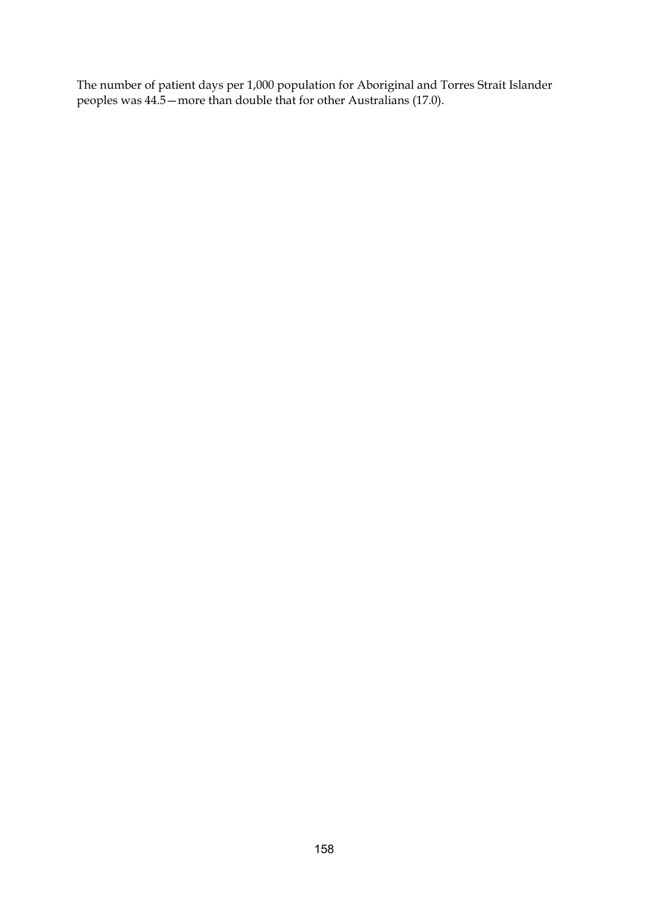The number of patient days per 1,000 population for Aboriginal and Torres Strait Islander peoples was 44.5—more than double that for other Australians (17.0).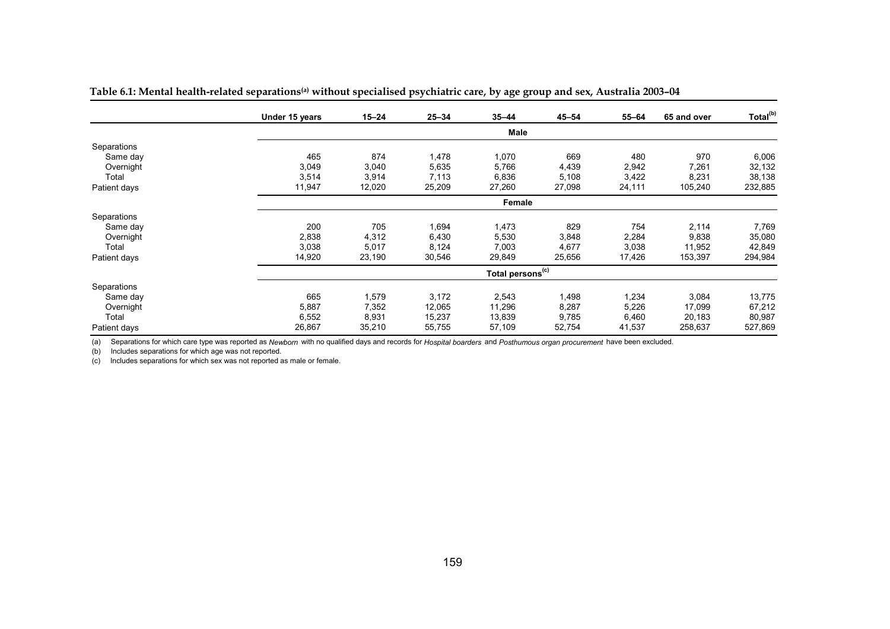**Table 6.1: Mental health-related separations[(a)] without specialised psychiatric care, by age group and sex, Australia 2003–04**

| | Under 15 years | 15–24 | 25–34 | 35–44 | 45–54 | 55–64 | 65 and over | Total[(b)] |
|---|---|---|---|---|---|---|---|---|
| | | | | **Male** | | | | |
| Separations | | | | | | | | |
| Same day | 465 | 874 | 1,478 | 1,070 | 669 | 480 | 970 | 6,006 |
| Overnight | 3,049 | 3,040 | 5,635 | 5,766 | 4,439 | 2,942 | 7,261 | 32,132 |
| Total | 3,514 | 3,914 | 7,113 | 6,836 | 5,108 | 3,422 | 8,231 | 38,138 |
| Patient days | 11,947 | 12,020 | 25,209 | 27,260 | 27,098 | 24,111 | 105,240 | 232,885 |
| | | | | **Female** | | | | |
| Separations | | | | | | | | |
| Same day | 200 | 705 | 1,694 | 1,473 | 829 | 754 | 2,114 | 7,769 |
| Overnight | 2,838 | 4,312 | 6,430 | 5,530 | 3,848 | 2,284 | 9,838 | 35,080 |
| Total | 3,038 | 5,017 | 8,124 | 7,003 | 4,677 | 3,038 | 11,952 | 42,849 |
| Patient days | 14,920 | 23,190 | 30,546 | 29,849 | 25,656 | 17,426 | 153,397 | 294,984 |
| | | | | **Total persons[(c)]** | | | | |
| Separations | | | | | | | | |
| Same day | 665 | 1,579 | 3,172 | 2,543 | 1,498 | 1,234 | 3,084 | 13,775 |
| Overnight | 5,887 | 7,352 | 12,065 | 11,296 | 8,287 | 5,226 | 17,099 | 67,212 |
| Total | 6,552 | 8,931 | 15,237 | 13,839 | 9,785 | 6,460 | 20,183 | 80,987 |
| Patient days | 26,867 | 35,210 | 55,755 | 57,109 | 52,754 | 41,537 | 258,637 | 527,869 |

(a) Separations for which care type was reported as *Newborn* with no qualified days and records for *Hospital boarders* and *Posthumous organ procurement* have been excluded.

(b) Includes separations for which age was not reported.

(c) Includes separations for which sex was not reported as male or female.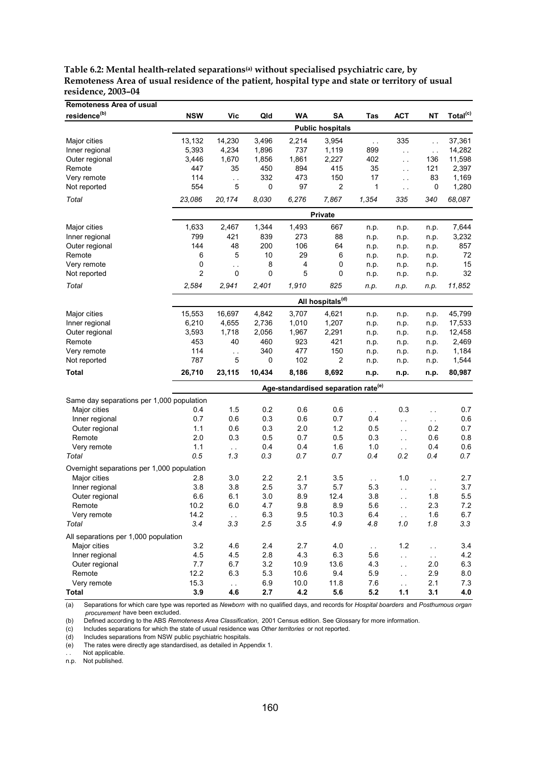**Table 6.2: Mental health-related separations[(a)] without specialised psychiatric care, by Remoteness Area of usual residence of the patient, hospital type and state or territory of usual residence, 2003–04**

| Remoteness Area of usual residence[(b)] | NSW | Vic | Qld | WA | SA | Tas | ACT | NT | Total[(c)] |
|---|---|---|---|---|---|---|---|---|---|
| | | | | | **Public hospitals** | | | | |
| Major cities | 13,132 | 14,230 | 3,496 | 2,214 | 3,954 | . . | 335 | . . | 37,361 |
| Inner regional | 5,393 | 4,234 | 1,896 | 737 | 1,119 | 899 | . . | . . | 14,282 |
| Outer regional | 3,446 | 1,670 | 1,856 | 1,861 | 2,227 | 402 | . . | 136 | 11,598 |
| Remote | 447 | 35 | 450 | 894 | 415 | 35 | . . | 121 | 2,397 |
| Very remote | 114 | . . | 332 | 473 | 150 | 17 | . . | 83 | 1,169 |
| Not reported | 554 | 5 | 0 | 97 | 2 | 1 | . . | 0 | 1,280 |
| *Total* | *23,086* | *20,174* | *8,030* | *6,276* | *7,867* | *1,354* | *335* | *340* | *68,087* |
| | | | | | **Private** | | | | |
| Major cities | 1,633 | 2,467 | 1,344 | 1,493 | 667 | n.p. | n.p. | n.p. | 7,644 |
| Inner regional | 799 | 421 | 839 | 273 | 88 | n.p. | n.p. | n.p. | 3,232 |
| Outer regional | 144 | 48 | 200 | 106 | 64 | n.p. | n.p. | n.p. | 857 |
| Remote | 6 | 5 | 10 | 29 | 6 | n.p. | n.p. | n.p. | 72 |
| Very remote | 0 | . . | 8 | 4 | 0 | n.p. | n.p. | n.p. | 15 |
| Not reported | 2 | 0 | 0 | 5 | 0 | n.p. | n.p. | n.p. | 32 |
| *Total* | *2,584* | *2,941* | *2,401* | *1,910* | *825* | *n.p.* | *n.p.* | *n.p.* | *11,852* |
| | | | | | **All hospitals[(d)]** | | | | |
| Major cities | 15,553 | 16,697 | 4,842 | 3,707 | 4,621 | n.p. | n.p. | n.p. | 45,799 |
| Inner regional | 6,210 | 4,655 | 2,736 | 1,010 | 1,207 | n.p. | n.p. | n.p. | 17,533 |
| Outer regional | 3,593 | 1,718 | 2,056 | 1,967 | 2,291 | n.p. | n.p. | n.p. | 12,458 |
| Remote | 453 | 40 | 460 | 923 | 421 | n.p. | n.p. | n.p. | 2,469 |
| Very remote | 114 | . . | 340 | 477 | 150 | n.p. | n.p. | n.p. | 1,184 |
| Not reported | 787 | 5 | 0 | 102 | 2 | n.p. | n.p. | n.p. | 1,544 |
| **Total** | **26,710** | **23,115** | **10,434** | **8,186** | **8,692** | **n.p.** | **n.p.** | **n.p.** | **80,987** |
| | | | | | **Age-standardised separation rate[(e)]** | | | | |
| Same day separations per 1,000 population | | | | | | | | | |
| Major cities | 0.4 | 1.5 | 0.2 | 0.6 | 0.6 | . . | 0.3 | . . | 0.7 |
| Inner regional | 0.7 | 0.6 | 0.3 | 0.6 | 0.7 | 0.4 | . . | . . | 0.6 |
| Outer regional | 1.1 | 0.6 | 0.3 | 2.0 | 1.2 | 0.5 | . . | 0.2 | 0.7 |
| Remote | 2.0 | 0.3 | 0.5 | 0.7 | 0.5 | 0.3 | . . | 0.6 | 0.8 |
| Very remote | 1.1 | . . | 0.4 | 0.4 | 1.6 | 1.0 | . . | 0.4 | 0.6 |
| *Total* | *0.5* | *1.3* | *0.3* | *0.7* | *0.7* | *0.4* | *0.2* | *0.4* | *0.7* |
| Overnight separations per 1,000 population | | | | | | | | | |
| Major cities | 2.8 | 3.0 | 2.2 | 2.1 | 3.5 | . . | 1.0 | . . | 2.7 |
| Inner regional | 3.8 | 3.8 | 2.5 | 3.7 | 5.7 | 5.3 | . . | . . | 3.7 |
| Outer regional | 6.6 | 6.1 | 3.0 | 8.9 | 12.4 | 3.8 | . . | 1.8 | 5.5 |
| Remote | 10.2 | 6.0 | 4.7 | 9.8 | 8.9 | 5.6 | . . | 2.3 | 7.2 |
| Very remote | 14.2 | . . | 6.3 | 9.5 | 10.3 | 6.4 | . . | 1.6 | 6.7 |
| *Total* | *3.4* | *3.3* | *2.5* | *3.5* | *4.9* | *4.8* | *1.0* | *1.8* | *3.3* |
| All separations per 1,000 population | | | | | | | | | |
| Major cities | 3.2 | 4.6 | 2.4 | 2.7 | 4.0 | . . | 1.2 | . . | 3.4 |
| Inner regional | 4.5 | 4.5 | 2.8 | 4.3 | 6.3 | 5.6 | . . | . . | 4.2 |
| Outer regional | 7.7 | 6.7 | 3.2 | 10.9 | 13.6 | 4.3 | . . | 2.0 | 6.3 |
| Remote | 12.2 | 6.3 | 5.3 | 10.6 | 9.4 | 5.9 | . . | 2.9 | 8.0 |
| Very remote | 15.3 | . . | 6.9 | 10.0 | 11.8 | 7.6 | . . | 2.1 | 7.3 |
| **Total** | **3.9** | **4.6** | **2.7** | **4.2** | **5.6** | **5.2** | **1.1** | **3.1** | **4.0** |

(a) Separations for which care type was reported as *Newborn* with no qualified days, and records for *Hospital boarders* and *Posthumous organ procurement* have been excluded.

(b) Defined according to the ABS *Remoteness Area Classification,* 2001 Census edition. See Glossary for more information.

(c) Includes separations for which the state of usual residence was *Other territories* or not reported.

(d) Includes separations from NSW public psychiatric hospitals.

(e) The rates were directly age standardised, as detailed in Appendix 1.

. . Not applicable.

n.p. Not published.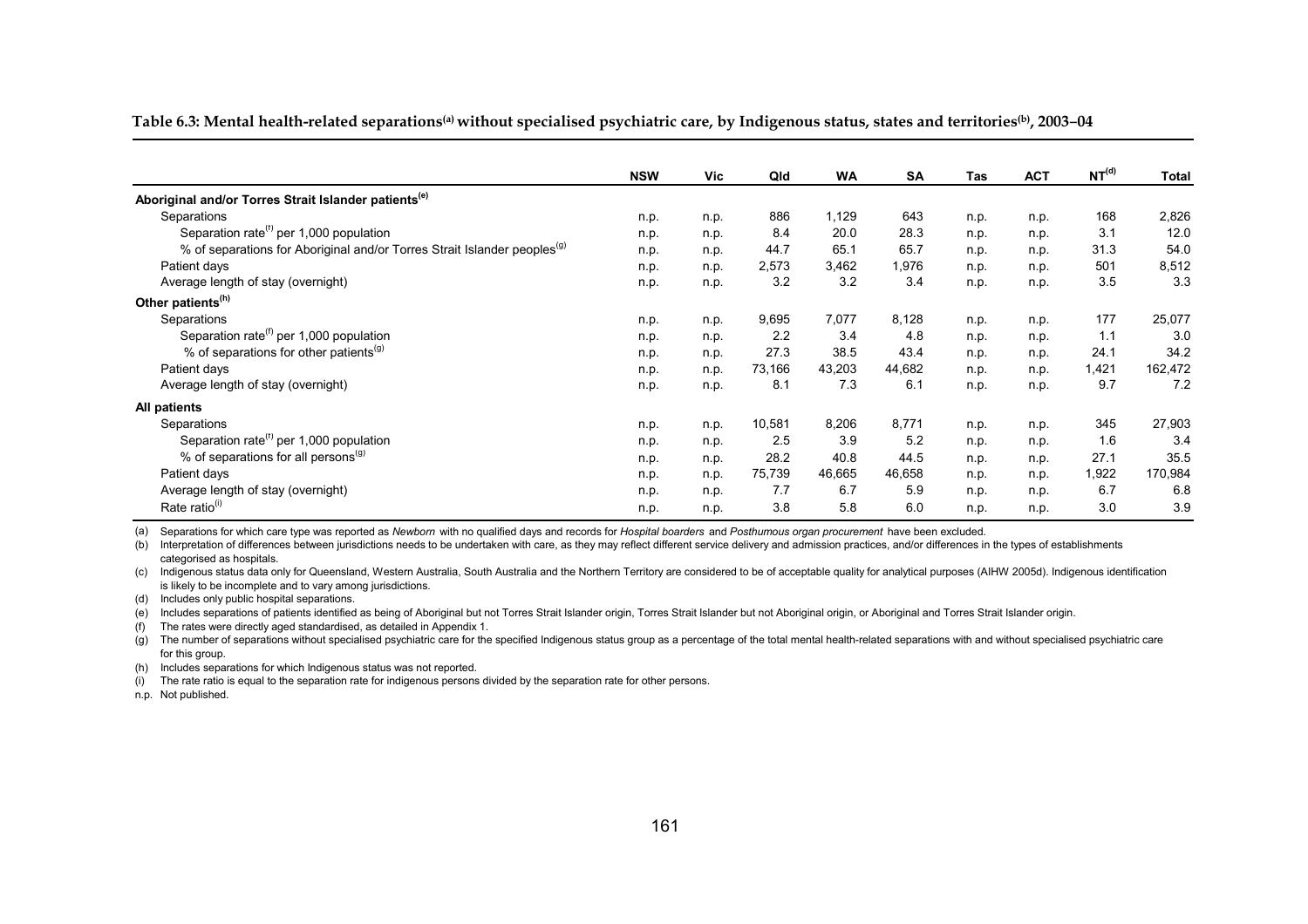**Table 6.3: Mental health-related separations[(a)] without specialised psychiatric care, by Indigenous status, states and territories[(b)], 2003–04**

| | NSW | Vic | Qld | WA | SA | Tas | ACT | NT[(d)] | Total |
|---|---|---|---|---|---|---|---|---|---|
| **Aboriginal and/or Torres Strait Islander patients[(e)]** | | | | | | | | | |
| Separations | n.p. | n.p. | 886 | 1,129 | 643 | n.p. | n.p. | 168 | 2,826 |
| Separation rate[(f)] per 1,000 population | n.p. | n.p. | 8.4 | 20.0 | 28.3 | n.p. | n.p. | 3.1 | 12.0 |
| % of separations for Aboriginal and/or Torres Strait Islander peoples[(g)] | n.p. | n.p. | 44.7 | 65.1 | 65.7 | n.p. | n.p. | 31.3 | 54.0 |
| Patient days | n.p. | n.p. | 2,573 | 3,462 | 1,976 | n.p. | n.p. | 501 | 8,512 |
| Average length of stay (overnight) | n.p. | n.p. | 3.2 | 3.2 | 3.4 | n.p. | n.p. | 3.5 | 3.3 |
| **Other patients[(h)]** | | | | | | | | | |
| Separations | n.p. | n.p. | 9,695 | 7,077 | 8,128 | n.p. | n.p. | 177 | 25,077 |
| Separation rate[(f)] per 1,000 population | n.p. | n.p. | 2.2 | 3.4 | 4.8 | n.p. | n.p. | 1.1 | 3.0 |
| % of separations for other patients[(g)] | n.p. | n.p. | 27.3 | 38.5 | 43.4 | n.p. | n.p. | 24.1 | 34.2 |
| Patient days | n.p. | n.p. | 73,166 | 43,203 | 44,682 | n.p. | n.p. | 1,421 | 162,472 |
| Average length of stay (overnight) | n.p. | n.p. | 8.1 | 7.3 | 6.1 | n.p. | n.p. | 9.7 | 7.2 |
| **All patients** | | | | | | | | | |
| Separations | n.p. | n.p. | 10,581 | 8,206 | 8,771 | n.p. | n.p. | 345 | 27,903 |
| Separation rate[(f)] per 1,000 population | n.p. | n.p. | 2.5 | 3.9 | 5.2 | n.p. | n.p. | 1.6 | 3.4 |
| % of separations for all persons[(g)] | n.p. | n.p. | 28.2 | 40.8 | 44.5 | n.p. | n.p. | 27.1 | 35.5 |
| Patient days | n.p. | n.p. | 75,739 | 46,665 | 46,658 | n.p. | n.p. | 1,922 | 170,984 |
| Average length of stay (overnight) | n.p. | n.p. | 7.7 | 6.7 | 5.9 | n.p. | n.p. | 6.7 | 6.8 |
| Rate ratio[(i)] | n.p. | n.p. | 3.8 | 5.8 | 6.0 | n.p. | n.p. | 3.0 | 3.9 |

(a) Separations for which care type was reported as *Newborn* with no qualified days and records for *Hospital boarders* and *Posthumous organ procurement* have been excluded.

(b) Interpretation of differences between jurisdictions needs to be undertaken with care, as they may reflect different service delivery and admission practices, and/or differences in the types of establishments categorised as hospitals.

(c) Indigenous status data only for Queensland, Western Australia, South Australia and the Northern Territory are considered to be of acceptable quality for analytical purposes (AIHW 2005d). Indigenous identification is likely to be incomplete and to vary among jurisdictions.

(d) Includes only public hospital separations.

(e) Includes separations of patients identified as being of Aboriginal but not Torres Strait Islander origin, Torres Strait Islander but not Aboriginal origin, or Aboriginal and Torres Strait Islander origin.

(f) The rates were directly aged standardised, as detailed in Appendix 1.

(g) The number of separations without specialised psychiatric care for the specified Indigenous status group as a percentage of the total mental health-related separations with and without specialised psychiatric care for this group.

(h) Includes separations for which Indigenous status was not reported.

(i) The rate ratio is equal to the separation rate for indigenous persons divided by the separation rate for other persons.

n.p. Not published.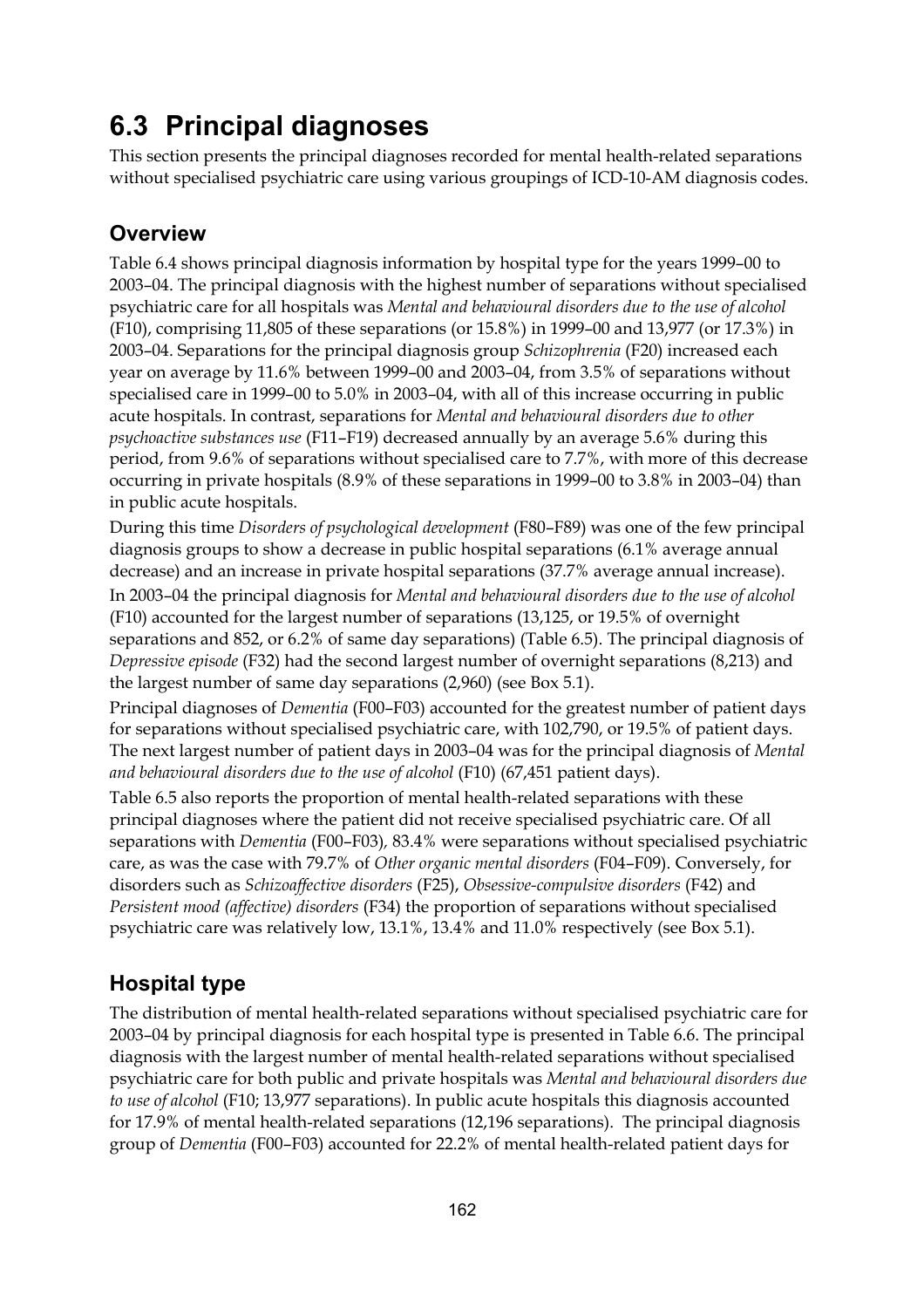# 6.3 Principal diagnoses

This section presents the principal diagnoses recorded for mental health-related separations without specialised psychiatric care using various groupings of ICD-10-AM diagnosis codes.

## Overview

Table 6.4 shows principal diagnosis information by hospital type for the years 1999–00 to 2003–04. The principal diagnosis with the highest number of separations without specialised psychiatric care for all hospitals was *Mental and behavioural disorders due to the use of alcohol* (F10), comprising 11,805 of these separations (or 15.8%) in 1999–00 and 13,977 (or 17.3%) in 2003–04. Separations for the principal diagnosis group *Schizophrenia* (F20) increased each year on average by 11.6% between 1999–00 and 2003–04, from 3.5% of separations without specialised care in 1999–00 to 5.0% in 2003–04, with all of this increase occurring in public acute hospitals. In contrast, separations for *Mental and behavioural disorders due to other psychoactive substances use* (F11–F19) decreased annually by an average 5.6% during this period, from 9.6% of separations without specialised care to 7.7%, with more of this decrease occurring in private hospitals (8.9% of these separations in 1999–00 to 3.8% in 2003–04) than in public acute hospitals.

During this time *Disorders of psychological development* (F80–F89) was one of the few principal diagnosis groups to show a decrease in public hospital separations (6.1% average annual decrease) and an increase in private hospital separations (37.7% average annual increase).

In 2003–04 the principal diagnosis for *Mental and behavioural disorders due to the use of alcohol* (F10) accounted for the largest number of separations (13,125, or 19.5% of overnight separations and 852, or 6.2% of same day separations) (Table 6.5). The principal diagnosis of *Depressive episode* (F32) had the second largest number of overnight separations (8,213) and the largest number of same day separations (2,960) (see Box 5.1).

Principal diagnoses of *Dementia* (F00–F03) accounted for the greatest number of patient days for separations without specialised psychiatric care, with 102,790, or 19.5% of patient days. The next largest number of patient days in 2003–04 was for the principal diagnosis of *Mental and behavioural disorders due to the use of alcohol* (F10) (67,451 patient days).

Table 6.5 also reports the proportion of mental health-related separations with these principal diagnoses where the patient did not receive specialised psychiatric care. Of all separations with *Dementia* (F00–F03), 83.4% were separations without specialised psychiatric care, as was the case with 79.7% of *Other organic mental disorders* (F04–F09). Conversely, for disorders such as *Schizoaffective disorders* (F25), *Obsessive-compulsive disorders* (F42) and *Persistent mood (affective) disorders* (F34) the proportion of separations without specialised psychiatric care was relatively low, 13.1%, 13.4% and 11.0% respectively (see Box 5.1).

## Hospital type

The distribution of mental health-related separations without specialised psychiatric care for 2003–04 by principal diagnosis for each hospital type is presented in Table 6.6. The principal diagnosis with the largest number of mental health-related separations without specialised psychiatric care for both public and private hospitals was *Mental and behavioural disorders due to use of alcohol* (F10; 13,977 separations). In public acute hospitals this diagnosis accounted for 17.9% of mental health-related separations (12,196 separations). The principal diagnosis group of *Dementia* (F00–F03) accounted for 22.2% of mental health-related patient days for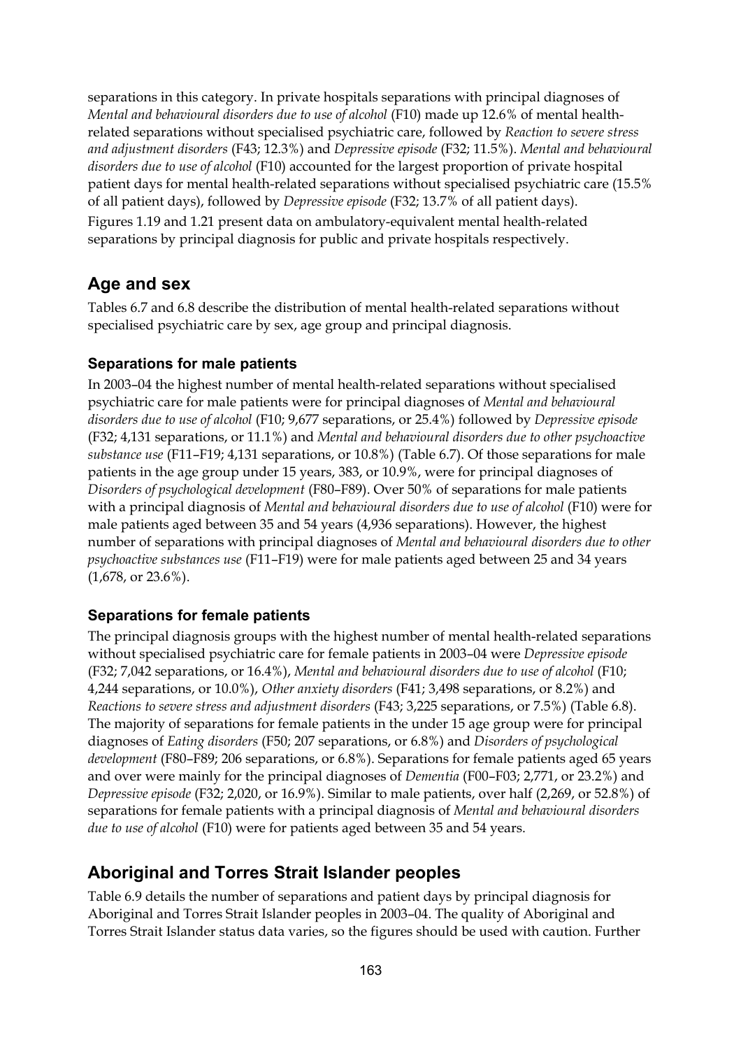separations in this category. In private hospitals separations with principal diagnoses of *Mental and behavioural disorders due to use of alcohol* (F10) made up 12.6% of mental health-related separations without specialised psychiatric care, followed by *Reaction to severe stress and adjustment disorders* (F43; 12.3%) and *Depressive episode* (F32; 11.5%). *Mental and behavioural disorders due to use of alcohol* (F10) accounted for the largest proportion of private hospital patient days for mental health-related separations without specialised psychiatric care (15.5% of all patient days), followed by *Depressive episode* (F32; 13.7% of all patient days).

Figures 1.19 and 1.21 present data on ambulatory-equivalent mental health-related separations by principal diagnosis for public and private hospitals respectively.

## Age and sex

Tables 6.7 and 6.8 describe the distribution of mental health-related separations without specialised psychiatric care by sex, age group and principal diagnosis.

### Separations for male patients

In 2003–04 the highest number of mental health-related separations without specialised psychiatric care for male patients were for principal diagnoses of *Mental and behavioural disorders due to use of alcohol* (F10; 9,677 separations, or 25.4%) followed by *Depressive episode* (F32; 4,131 separations, or 11.1%) and *Mental and behavioural disorders due to other psychoactive substance use* (F11–F19; 4,131 separations, or 10.8%) (Table 6.7). Of those separations for male patients in the age group under 15 years, 383, or 10.9%, were for principal diagnoses of *Disorders of psychological development* (F80–F89). Over 50% of separations for male patients with a principal diagnosis of *Mental and behavioural disorders due to use of alcohol* (F10) were for male patients aged between 35 and 54 years (4,936 separations). However, the highest number of separations with principal diagnoses of *Mental and behavioural disorders due to other psychoactive substances use* (F11–F19) were for male patients aged between 25 and 34 years (1,678, or 23.6%).

### Separations for female patients

The principal diagnosis groups with the highest number of mental health-related separations without specialised psychiatric care for female patients in 2003–04 were *Depressive episode* (F32; 7,042 separations, or 16.4%), *Mental and behavioural disorders due to use of alcohol* (F10; 4,244 separations, or 10.0%), *Other anxiety disorders* (F41; 3,498 separations, or 8.2%) and *Reactions to severe stress and adjustment disorders* (F43; 3,225 separations, or 7.5%) (Table 6.8). The majority of separations for female patients in the under 15 age group were for principal diagnoses of *Eating disorders* (F50; 207 separations, or 6.8%) and *Disorders of psychological development* (F80–F89; 206 separations, or 6.8%). Separations for female patients aged 65 years and over were mainly for the principal diagnoses of *Dementia* (F00–F03; 2,771, or 23.2%) and *Depressive episode* (F32; 2,020, or 16.9%). Similar to male patients, over half (2,269, or 52.8%) of separations for female patients with a principal diagnosis of *Mental and behavioural disorders due to use of alcohol* (F10) were for patients aged between 35 and 54 years.

## Aboriginal and Torres Strait Islander peoples

Table 6.9 details the number of separations and patient days by principal diagnosis for Aboriginal and Torres Strait Islander peoples in 2003–04. The quality of Aboriginal and Torres Strait Islander status data varies, so the figures should be used with caution. Further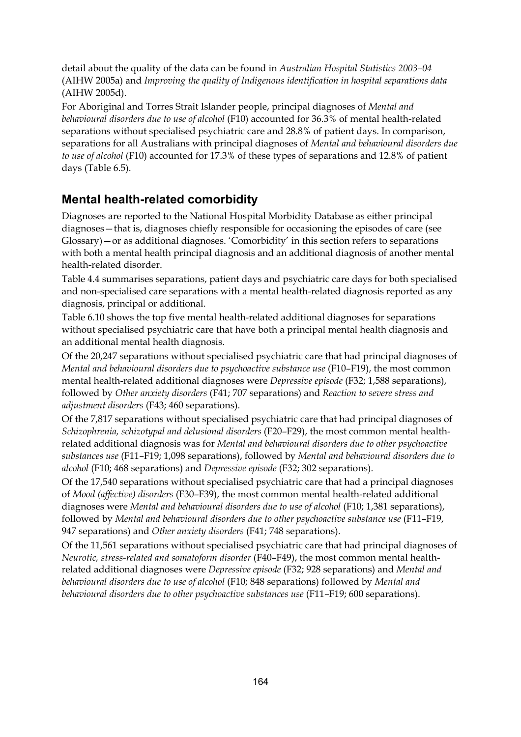detail about the quality of the data can be found in *Australian Hospital Statistics 2003–04* (AIHW 2005a) and *Improving the quality of Indigenous identification in hospital separations data* (AIHW 2005d).

For Aboriginal and Torres Strait Islander people, principal diagnoses of *Mental and behavioural disorders due to use of alcohol* (F10) accounted for 36.3% of mental health-related separations without specialised psychiatric care and 28.8% of patient days. In comparison, separations for all Australians with principal diagnoses of *Mental and behavioural disorders due to use of alcohol* (F10) accounted for 17.3% of these types of separations and 12.8% of patient days (Table 6.5).

## Mental health-related comorbidity

Diagnoses are reported to the National Hospital Morbidity Database as either principal diagnoses—that is, diagnoses chiefly responsible for occasioning the episodes of care (see Glossary)—or as additional diagnoses. 'Comorbidity' in this section refers to separations with both a mental health principal diagnosis and an additional diagnosis of another mental health-related disorder.

Table 4.4 summarises separations, patient days and psychiatric care days for both specialised and non-specialised care separations with a mental health-related diagnosis reported as any diagnosis, principal or additional.

Table 6.10 shows the top five mental health-related additional diagnoses for separations without specialised psychiatric care that have both a principal mental health diagnosis and an additional mental health diagnosis.

Of the 20,247 separations without specialised psychiatric care that had principal diagnoses of *Mental and behavioural disorders due to psychoactive substance use* (F10–F19), the most common mental health-related additional diagnoses were *Depressive episode* (F32; 1,588 separations), followed by *Other anxiety disorders* (F41; 707 separations) and *Reaction to severe stress and adjustment disorders* (F43; 460 separations).

Of the 7,817 separations without specialised psychiatric care that had principal diagnoses of *Schizophrenia, schizotypal and delusional disorders* (F20–F29), the most common mental health-related additional diagnosis was for *Mental and behavioural disorders due to other psychoactive substances use* (F11–F19; 1,098 separations), followed by *Mental and behavioural disorders due to alcohol* (F10; 468 separations) and *Depressive episode* (F32; 302 separations).

Of the 17,540 separations without specialised psychiatric care that had a principal diagnoses of *Mood (affective) disorders* (F30–F39), the most common mental health-related additional diagnoses were *Mental and behavioural disorders due to use of alcohol* (F10; 1,381 separations), followed by *Mental and behavioural disorders due to other psychoactive substance use* (F11–F19, 947 separations) and *Other anxiety disorders* (F41; 748 separations).

Of the 11,561 separations without specialised psychiatric care that had principal diagnoses of *Neurotic, stress-related and somatoform disorder* (F40–F49), the most common mental health-related additional diagnoses were *Depressive episode* (F32; 928 separations) and *Mental and behavioural disorders due to use of alcohol* (F10; 848 separations) followed by *Mental and behavioural disorders due to other psychoactive substances use* (F11–F19; 600 separations).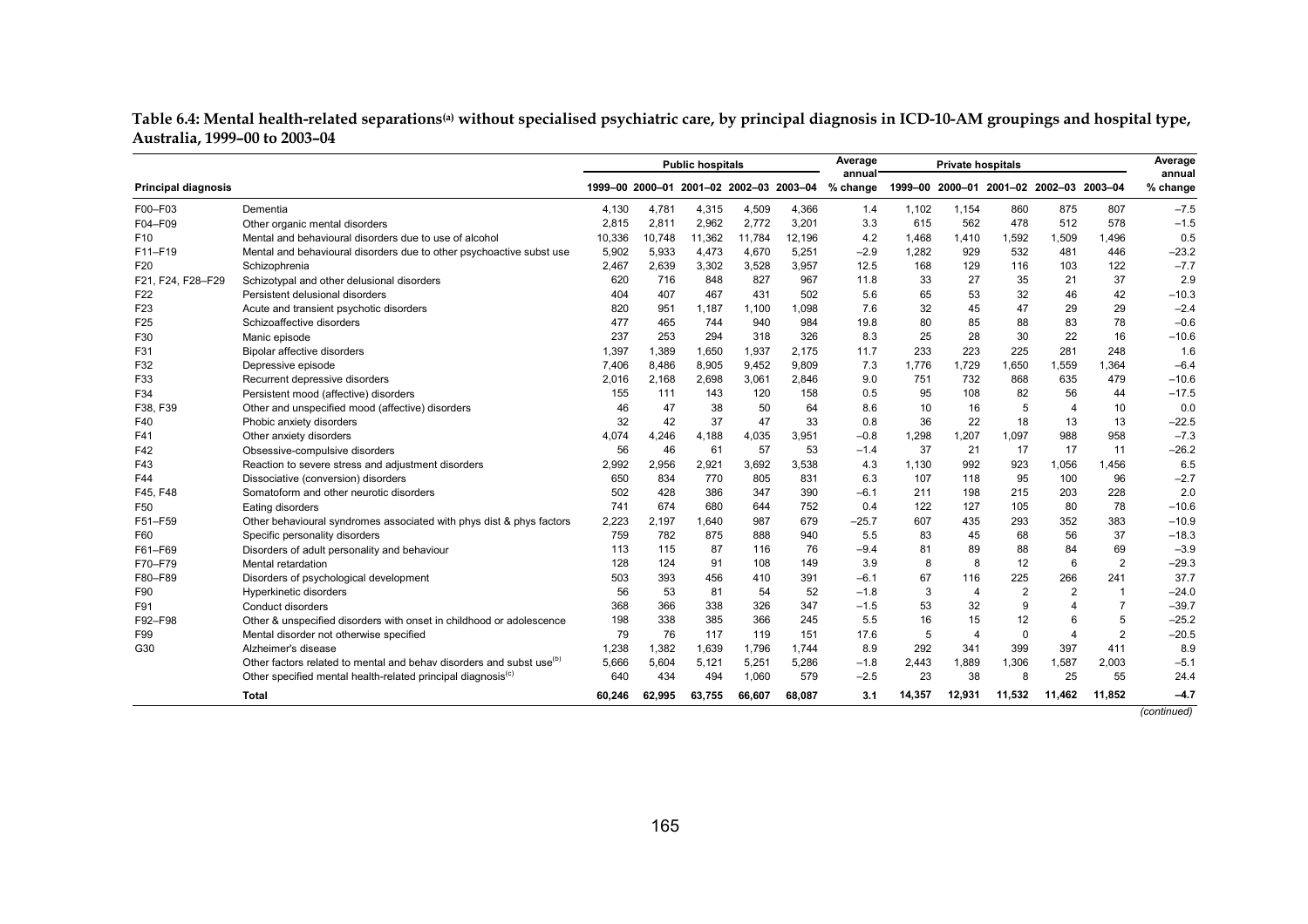**Table 6.4: Mental health-related separations[(a)] without specialised psychiatric care, by principal diagnosis in ICD-10-AM groupings and hospital type, Australia, 1999–00 to 2003–04**

| Principal diagnosis | | Public hospitals | | | | | Average annual | Private hospitals | | | | | Average annual |
|---|---|---|---|---|---|---|---|---|---|---|---|---|---|
| | | 1999–00 | 2000–01 | 2001–02 | 2002–03 | 2003–04 | % change | 1999–00 | 2000–01 | 2001–02 | 2002–03 | 2003–04 | % change |
| F00–F03 | Dementia | 4,130 | 4,781 | 4,315 | 4,509 | 4,366 | 1.4 | 1,102 | 1,154 | 860 | 875 | 807 | −7.5 |
| F04–F09 | Other organic mental disorders | 2,815 | 2,811 | 2,962 | 2,772 | 3,201 | 3.3 | 615 | 562 | 478 | 512 | 578 | −1.5 |
| F10 | Mental and behavioural disorders due to use of alcohol | 10,336 | 10,748 | 11,362 | 11,784 | 12,196 | 4.2 | 1,468 | 1,410 | 1,592 | 1,509 | 1,496 | 0.5 |
| F11–F19 | Mental and behavioural disorders due to other psychoactive subst use | 5,902 | 5,933 | 4,473 | 4,670 | 5,251 | −2.9 | 1,282 | 929 | 532 | 481 | 446 | −23.2 |
| F20 | Schizophrenia | 2,467 | 2,639 | 3,302 | 3,528 | 3,957 | 12.5 | 168 | 129 | 116 | 103 | 122 | −7.7 |
| F21, F24, F28–F29 | Schizotypal and other delusional disorders | 620 | 716 | 848 | 827 | 967 | 11.8 | 33 | 27 | 35 | 21 | 37 | 2.9 |
| F22 | Persistent delusional disorders | 404 | 407 | 467 | 431 | 502 | 5.6 | 65 | 53 | 32 | 46 | 42 | −10.3 |
| F23 | Acute and transient psychotic disorders | 820 | 951 | 1,187 | 1,100 | 1,098 | 7.6 | 32 | 45 | 47 | 29 | 29 | −2.4 |
| F25 | Schizoaffective disorders | 477 | 465 | 744 | 940 | 984 | 19.8 | 80 | 85 | 88 | 83 | 78 | −0.6 |
| F30 | Manic episode | 237 | 253 | 294 | 318 | 326 | 8.3 | 25 | 28 | 30 | 22 | 16 | −10.6 |
| F31 | Bipolar affective disorders | 1,397 | 1,389 | 1,650 | 1,937 | 2,175 | 11.7 | 233 | 223 | 225 | 281 | 248 | 1.6 |
| F32 | Depressive episode | 7,406 | 8,486 | 8,905 | 9,452 | 9,809 | 7.3 | 1,776 | 1,729 | 1,650 | 1,559 | 1,364 | −6.4 |
| F33 | Recurrent depressive disorders | 2,016 | 2,168 | 2,698 | 3,061 | 2,846 | 9.0 | 751 | 732 | 868 | 635 | 479 | −10.6 |
| F34 | Persistent mood (affective) disorders | 155 | 111 | 143 | 120 | 158 | 0.5 | 95 | 108 | 82 | 56 | 44 | −17.5 |
| F38, F39 | Other and unspecified mood (affective) disorders | 46 | 47 | 38 | 50 | 64 | 8.6 | 10 | 16 | 5 | 4 | 10 | 0.0 |
| F40 | Phobic anxiety disorders | 32 | 42 | 37 | 47 | 33 | 0.8 | 36 | 22 | 18 | 13 | 13 | −22.5 |
| F41 | Other anxiety disorders | 4,074 | 4,246 | 4,188 | 4,035 | 3,951 | −0.8 | 1,298 | 1,207 | 1,097 | 988 | 958 | −7.3 |
| F42 | Obsessive-compulsive disorders | 56 | 46 | 61 | 57 | 53 | −1.4 | 37 | 21 | 17 | 17 | 11 | −26.2 |
| F43 | Reaction to severe stress and adjustment disorders | 2,992 | 2,956 | 2,921 | 3,692 | 3,538 | 4.3 | 1,130 | 992 | 923 | 1,056 | 1,456 | 6.5 |
| F44 | Dissociative (conversion) disorders | 650 | 834 | 770 | 805 | 831 | 6.3 | 107 | 118 | 95 | 100 | 96 | −2.7 |
| F45, F48 | Somatoform and other neurotic disorders | 502 | 428 | 386 | 347 | 390 | −6.1 | 211 | 198 | 215 | 203 | 228 | 2.0 |
| F50 | Eating disorders | 741 | 674 | 680 | 644 | 752 | 0.4 | 122 | 127 | 105 | 80 | 78 | −10.6 |
| F51–F59 | Other behavioural syndromes associated with phys dist & phys factors | 2,223 | 2,197 | 1,640 | 987 | 679 | −25.7 | 607 | 435 | 293 | 352 | 383 | −10.9 |
| F60 | Specific personality disorders | 759 | 782 | 875 | 888 | 940 | 5.5 | 83 | 45 | 68 | 56 | 37 | −18.3 |
| F61–F69 | Disorders of adult personality and behaviour | 113 | 115 | 87 | 116 | 76 | −9.4 | 81 | 89 | 88 | 84 | 69 | −3.9 |
| F70–F79 | Mental retardation | 128 | 124 | 91 | 108 | 149 | 3.9 | 8 | 8 | 12 | 6 | 2 | −29.3 |
| F80–F89 | Disorders of psychological development | 503 | 393 | 456 | 410 | 391 | −6.1 | 67 | 116 | 225 | 266 | 241 | 37.7 |
| F90 | Hyperkinetic disorders | 56 | 53 | 81 | 54 | 52 | −1.8 | 3 | 4 | 2 | 2 | 1 | −24.0 |
| F91 | Conduct disorders | 368 | 366 | 338 | 326 | 347 | −1.5 | 53 | 32 | 9 | 4 | 7 | −39.7 |
| F92–F98 | Other & unspecified disorders with onset in childhood or adolescence | 198 | 338 | 385 | 366 | 245 | 5.5 | 16 | 15 | 12 | 6 | 5 | −25.2 |
| F99 | Mental disorder not otherwise specified | 79 | 76 | 117 | 119 | 151 | 17.6 | 5 | 4 | 0 | 4 | 2 | −20.5 |
| G30 | Alzheimer's disease | 1,238 | 1,382 | 1,639 | 1,796 | 1,744 | 8.9 | 292 | 341 | 399 | 397 | 411 | 8.9 |
| | Other factors related to mental and behav disorders and subst use[(b)] | 5,666 | 5,604 | 5,121 | 5,251 | 5,286 | −1.8 | 2,443 | 1,889 | 1,306 | 1,587 | 2,003 | −5.1 |
| | Other specified mental health-related principal diagnosis[(c)] | 640 | 434 | 494 | 1,060 | 579 | −2.5 | 23 | 38 | 8 | 25 | 55 | 24.4 |
| | **Total** | **60,246** | **62,995** | **63,755** | **66,607** | **68,087** | **3.1** | **14,357** | **12,931** | **11,532** | **11,462** | **11,852** | **−4.7** |

*(continued)*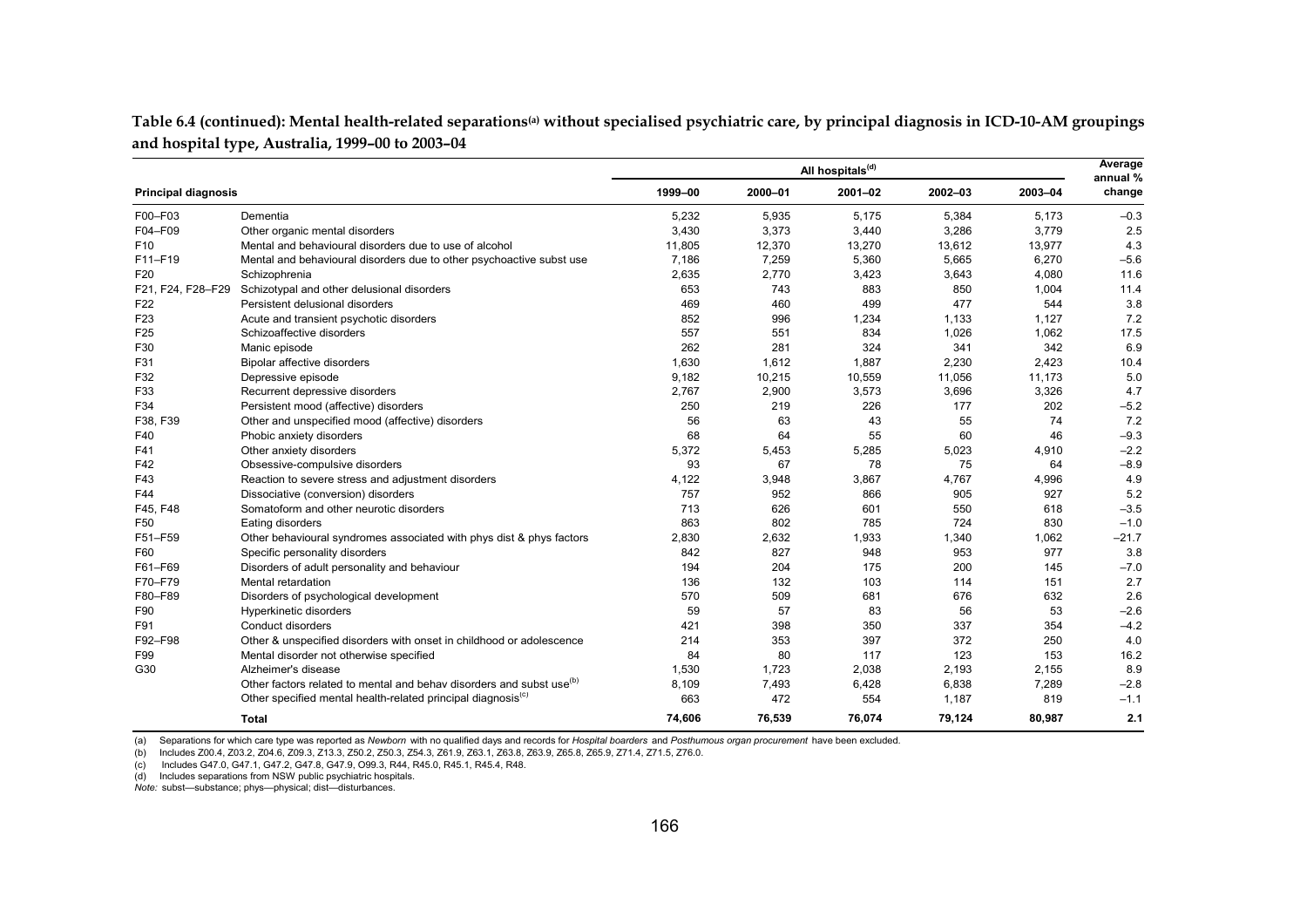**Table 6.4 (continued): Mental health-related separations(a) without specialised psychiatric care, by principal diagnosis in ICD-10-AM groupings and hospital type, Australia, 1999–00 to 2003–04**

| Principal diagnosis | | All hospitals(d) | | | | | Average annual % change |
|---|---|---|---|---|---|---|---|
| | | 1999–00 | 2000–01 | 2001–02 | 2002–03 | 2003–04 | |
| F00–F03 | Dementia | 5,232 | 5,935 | 5,175 | 5,384 | 5,173 | –0.3 |
| F04–F09 | Other organic mental disorders | 3,430 | 3,373 | 3,440 | 3,286 | 3,779 | 2.5 |
| F10 | Mental and behavioural disorders due to use of alcohol | 11,805 | 12,370 | 13,270 | 13,612 | 13,977 | 4.3 |
| F11–F19 | Mental and behavioural disorders due to other psychoactive subst use | 7,186 | 7,259 | 5,360 | 5,665 | 6,270 | –5.6 |
| F20 | Schizophrenia | 2,635 | 2,770 | 3,423 | 3,643 | 4,080 | 11.6 |
| F21, F24, F28–F29 | Schizotypal and other delusional disorders | 653 | 743 | 883 | 850 | 1,004 | 11.4 |
| F22 | Persistent delusional disorders | 469 | 460 | 499 | 477 | 544 | 3.8 |
| F23 | Acute and transient psychotic disorders | 852 | 996 | 1,234 | 1,133 | 1,127 | 7.2 |
| F25 | Schizoaffective disorders | 557 | 551 | 834 | 1,026 | 1,062 | 17.5 |
| F30 | Manic episode | 262 | 281 | 324 | 341 | 342 | 6.9 |
| F31 | Bipolar affective disorders | 1,630 | 1,612 | 1,887 | 2,230 | 2,423 | 10.4 |
| F32 | Depressive episode | 9,182 | 10,215 | 10,559 | 11,056 | 11,173 | 5.0 |
| F33 | Recurrent depressive disorders | 2,767 | 2,900 | 3,573 | 3,696 | 3,326 | 4.7 |
| F34 | Persistent mood (affective) disorders | 250 | 219 | 226 | 177 | 202 | –5.2 |
| F38, F39 | Other and unspecified mood (affective) disorders | 56 | 63 | 43 | 55 | 74 | 7.2 |
| F40 | Phobic anxiety disorders | 68 | 64 | 55 | 60 | 46 | –9.3 |
| F41 | Other anxiety disorders | 5,372 | 5,453 | 5,285 | 5,023 | 4,910 | –2.2 |
| F42 | Obsessive-compulsive disorders | 93 | 67 | 78 | 75 | 64 | –8.9 |
| F43 | Reaction to severe stress and adjustment disorders | 4,122 | 3,948 | 3,867 | 4,767 | 4,996 | 4.9 |
| F44 | Dissociative (conversion) disorders | 757 | 952 | 866 | 905 | 927 | 5.2 |
| F45, F48 | Somatoform and other neurotic disorders | 713 | 626 | 601 | 550 | 618 | –3.5 |
| F50 | Eating disorders | 863 | 802 | 785 | 724 | 830 | –1.0 |
| F51–F59 | Other behavioural syndromes associated with phys dist & phys factors | 2,830 | 2,632 | 1,933 | 1,340 | 1,062 | –21.7 |
| F60 | Specific personality disorders | 842 | 827 | 948 | 953 | 977 | 3.8 |
| F61–F69 | Disorders of adult personality and behaviour | 194 | 204 | 175 | 200 | 145 | –7.0 |
| F70–F79 | Mental retardation | 136 | 132 | 103 | 114 | 151 | 2.7 |
| F80–F89 | Disorders of psychological development | 570 | 509 | 681 | 676 | 632 | 2.6 |
| F90 | Hyperkinetic disorders | 59 | 57 | 83 | 56 | 53 | –2.6 |
| F91 | Conduct disorders | 421 | 398 | 350 | 337 | 354 | –4.2 |
| F92–F98 | Other & unspecified disorders with onset in childhood or adolescence | 214 | 353 | 397 | 372 | 250 | 4.0 |
| F99 | Mental disorder not otherwise specified | 84 | 80 | 117 | 123 | 153 | 16.2 |
| G30 | Alzheimer's disease | 1,530 | 1,723 | 2,038 | 2,193 | 2,155 | 8.9 |
| | Other factors related to mental and behav disorders and subst use(b) | 8,109 | 7,493 | 6,428 | 6,838 | 7,289 | –2.8 |
| | Other specified mental health-related principal diagnosis(c) | 663 | 472 | 554 | 1,187 | 819 | –1.1 |
| | **Total** | **74,606** | **76,539** | **76,074** | **79,124** | **80,987** | **2.1** |

(a) Separations for which care type was reported as *Newborn* with no qualified days and records for *Hospital boarders* and *Posthumous organ procurement* have been excluded.
(b) Includes Z00.4, Z03.2, Z04.6, Z09.3, Z13.3, Z50.2, Z50.3, Z54.3, Z61.9, Z63.1, Z63.8, Z63.9, Z65.8, Z65.9, Z71.4, Z71.5, Z76.0.
(c) Includes G47.0, G47.1, G47.2, G47.8, G47.9, O99.3, R44, R45.0, R45.1, R45.4, R48.
(d) Includes separations from NSW public psychiatric hospitals.
*Note:* subst—substance; phys—physical; dist—disturbances.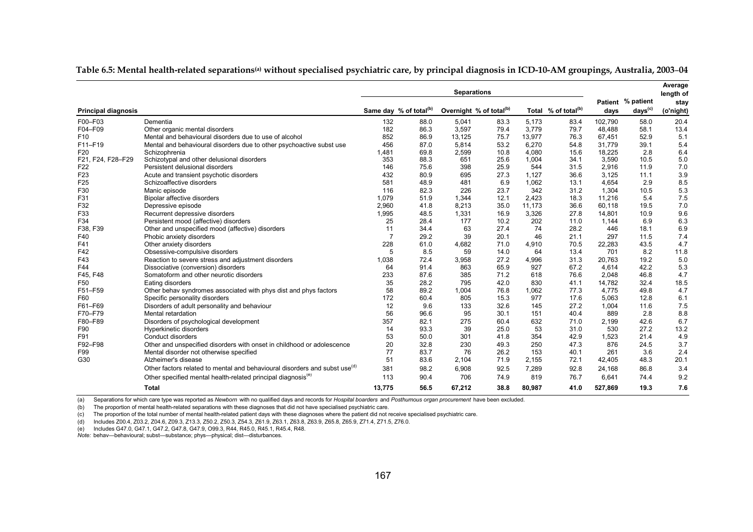**Table 6.5: Mental health-related separations[(a)] without specialised psychiatric care, by principal diagnosis in ICD-10-AM groupings, Australia, 2003–04**

| Principal diagnosis | | Separations | | | | | | Patient days | % patient days[(c)] | Average length of stay (o'night) |
|---|---|---|---|---|---|---|---|---|---|---|
| | | Same day | % of total[(b)] | Overnight | % of total[(b)] | Total | % of total[(b)] | | | |
| F00–F03 | Dementia | 132 | 88.0 | 5,041 | 83.3 | 5,173 | 83.4 | 102,790 | 58.0 | 20.4 |
| F04–F09 | Other organic mental disorders | 182 | 86.3 | 3,597 | 79.4 | 3,779 | 79.7 | 48,488 | 58.1 | 13.4 |
| F10 | Mental and behavioural disorders due to use of alcohol | 852 | 86.9 | 13,125 | 75.7 | 13,977 | 76.3 | 67,451 | 52.9 | 5.1 |
| F11–F19 | Mental and behavioural disorders due to other psychoactive subst use | 456 | 87.0 | 5,814 | 53.2 | 6,270 | 54.8 | 31,779 | 39.1 | 5.4 |
| F20 | Schizophrenia | 1,481 | 69.8 | 2,599 | 10.8 | 4,080 | 15.6 | 18,225 | 2.8 | 6.4 |
| F21, F24, F28–F29 | Schizotypal and other delusional disorders | 353 | 88.3 | 651 | 25.6 | 1,004 | 34.1 | 3,590 | 10.5 | 5.0 |
| F22 | Persistent delusional disorders | 146 | 75.6 | 398 | 25.9 | 544 | 31.5 | 2,916 | 11.9 | 7.0 |
| F23 | Acute and transient psychotic disorders | 432 | 80.9 | 695 | 27.3 | 1,127 | 36.6 | 3,125 | 11.1 | 3.9 |
| F25 | Schizoaffective disorders | 581 | 48.9 | 481 | 6.9 | 1,062 | 13.1 | 4,654 | 2.9 | 8.5 |
| F30 | Manic episode | 116 | 82.3 | 226 | 23.7 | 342 | 31.2 | 1,304 | 10.5 | 5.3 |
| F31 | Bipolar affective disorders | 1,079 | 51.9 | 1,344 | 12.1 | 2,423 | 18.3 | 11,216 | 5.4 | 7.5 |
| F32 | Depressive episode | 2,960 | 41.8 | 8,213 | 35.0 | 11,173 | 36.6 | 60,118 | 19.5 | 7.0 |
| F33 | Recurrent depressive disorders | 1,995 | 48.5 | 1,331 | 16.9 | 3,326 | 27.8 | 14,801 | 10.9 | 9.6 |
| F34 | Persistent mood (affective) disorders | 25 | 28.4 | 177 | 10.2 | 202 | 11.0 | 1,144 | 6.9 | 6.3 |
| F38, F39 | Other and unspecified mood (affective) disorders | 11 | 34.4 | 63 | 27.4 | 74 | 28.2 | 446 | 18.1 | 6.9 |
| F40 | Phobic anxiety disorders | 7 | 29.2 | 39 | 20.1 | 46 | 21.1 | 297 | 11.5 | 7.4 |
| F41 | Other anxiety disorders | 228 | 61.0 | 4,682 | 71.0 | 4,910 | 70.5 | 22,283 | 43.5 | 4.7 |
| F42 | Obsessive-compulsive disorders | 5 | 8.5 | 59 | 14.0 | 64 | 13.4 | 701 | 8.2 | 11.8 |
| F43 | Reaction to severe stress and adjustment disorders | 1,038 | 72.4 | 3,958 | 27.2 | 4,996 | 31.3 | 20,763 | 19.2 | 5.0 |
| F44 | Dissociative (conversion) disorders | 64 | 91.4 | 863 | 65.9 | 927 | 67.2 | 4,614 | 42.2 | 5.3 |
| F45, F48 | Somatoform and other neurotic disorders | 233 | 87.6 | 385 | 71.2 | 618 | 76.6 | 2,048 | 46.8 | 4.7 |
| F50 | Eating disorders | 35 | 28.2 | 795 | 42.0 | 830 | 41.1 | 14,782 | 32.4 | 18.5 |
| F51–F59 | Other behav syndromes associated with phys dist and phys factors | 58 | 89.2 | 1,004 | 76.8 | 1,062 | 77.3 | 4,775 | 49.8 | 4.7 |
| F60 | Specific personality disorders | 172 | 60.4 | 805 | 15.3 | 977 | 17.6 | 5,063 | 12.8 | 6.1 |
| F61–F69 | Disorders of adult personality and behaviour | 12 | 9.6 | 133 | 32.6 | 145 | 27.2 | 1,004 | 11.6 | 7.5 |
| F70–F79 | Mental retardation | 56 | 96.6 | 95 | 30.1 | 151 | 40.4 | 889 | 2.8 | 8.8 |
| F80–F89 | Disorders of psychological development | 357 | 82.1 | 275 | 60.4 | 632 | 71.0 | 2,199 | 42.6 | 6.7 |
| F90 | Hyperkinetic disorders | 14 | 93.3 | 39 | 25.0 | 53 | 31.0 | 530 | 27.2 | 13.2 |
| F91 | Conduct disorders | 53 | 50.0 | 301 | 41.8 | 354 | 42.9 | 1,523 | 21.4 | 4.9 |
| F92–F98 | Other and unspecified disorders with onset in childhood or adolescence | 20 | 32.8 | 230 | 49.3 | 250 | 47.3 | 876 | 24.5 | 3.7 |
| F99 | Mental disorder not otherwise specified | 77 | 83.7 | 76 | 26.2 | 153 | 40.1 | 261 | 3.6 | 2.4 |
| G30 | Alzheimer's disease | 51 | 83.6 | 2,104 | 71.9 | 2,155 | 72.1 | 42,405 | 48.3 | 20.1 |
| | Other factors related to mental and behavioural disorders and subst use[(d)] | 381 | 98.2 | 6,908 | 92.5 | 7,289 | 92.8 | 24,168 | 86.8 | 3.4 |
| | Other specified mental health-related principal diagnosis[(e)] | 113 | 90.4 | 706 | 74.9 | 819 | 76.7 | 6,641 | 74.4 | 9.2 |
| | **Total** | **13,775** | **56.5** | **67,212** | **38.8** | **80,987** | **41.0** | **527,869** | **19.3** | **7.6** |

(a) Separations for which care type was reported as *Newborn* with no qualified days and records for *Hospital boarders* and *Posthumous organ procurement* have been excluded.

(b) The proportion of mental health-related separations with these diagnoses that did not have specialised psychiatric care.

(c) The proportion of the total number of mental health-related patient days with these diagnoses where the patient did not receive specialised psychiatric care.

(d) Includes Z00.4, Z03.2, Z04.6, Z09.3, Z13.3, Z50.2, Z50.3, Z54.3, Z61.9, Z63.1, Z63.8, Z63.9, Z65.8, Z65.9, Z71.4, Z71.5, Z76.0.

(e) Includes G47.0, G47.1, G47.2, G47.8, G47.9, O99.3, R44, R45.0, R45.1, R45.4, R48.

*Note:* behav—behavioural; subst—substance; phys—physical; dist—disturbances.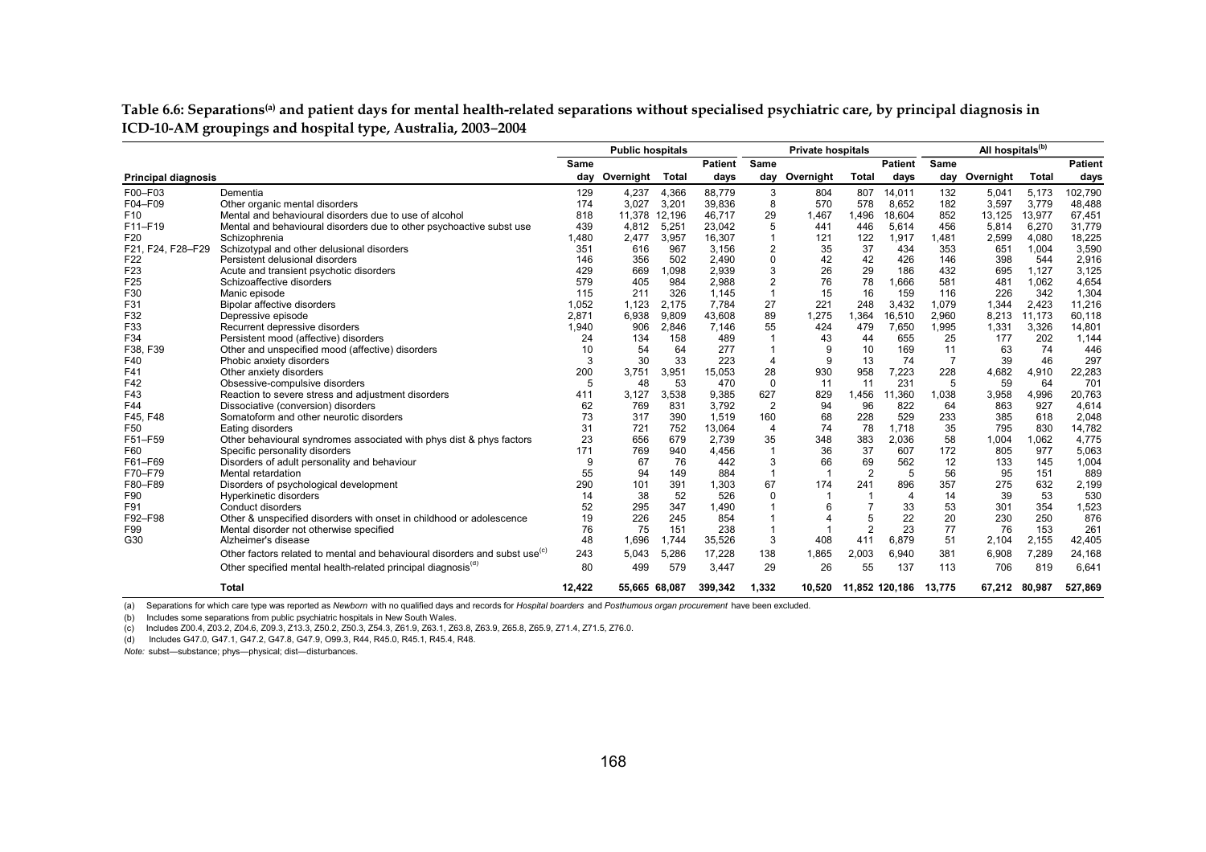**Table 6.6: Separations[(a)] and patient days for mental health-related separations without specialised psychiatric care, by principal diagnosis in ICD-10-AM groupings and hospital type, Australia, 2003–2004**

| Principal diagnosis | | Public hospitals | | | | Private hospitals | | | | All hospitals[(b)] | | | |
|---|---|---|---|---|---|---|---|---|---|---|---|---|---|
| | | Same day | Overnight | Total | Patient days | Same day | Overnight | Total | Patient days | Same day | Overnight | Total | Patient days |
| F00–F03 | Dementia | 129 | 4,237 | 4,366 | 88,779 | 3 | 804 | 807 | 14,011 | 132 | 5,041 | 5,173 | 102,790 |
| F04–F09 | Other organic mental disorders | 174 | 3,027 | 3,201 | 39,836 | 8 | 570 | 578 | 8,652 | 182 | 3,597 | 3,779 | 48,488 |
| F10 | Mental and behavioural disorders due to use of alcohol | 818 | 11,378 | 12,196 | 46,717 | 29 | 1,467 | 1,496 | 18,604 | 852 | 13,125 | 13,977 | 67,451 |
| F11–F19 | Mental and behavioural disorders due to other psychoactive subst use | 439 | 4,812 | 5,251 | 23,042 | 5 | 441 | 446 | 5,614 | 456 | 5,814 | 6,270 | 31,779 |
| F20 | Schizophrenia | 1,480 | 2,477 | 3,957 | 16,307 | 1 | 121 | 122 | 1,917 | 1,481 | 2,599 | 4,080 | 18,225 |
| F21, F24, F28–F29 | Schizotypal and other delusional disorders | 351 | 616 | 967 | 3,156 | 2 | 35 | 37 | 434 | 353 | 651 | 1,004 | 3,590 |
| F22 | Persistent delusional disorders | 146 | 356 | 502 | 2,490 | 0 | 42 | 42 | 426 | 146 | 398 | 544 | 2,916 |
| F23 | Acute and transient psychotic disorders | 429 | 669 | 1,098 | 2,939 | 3 | 26 | 29 | 186 | 432 | 695 | 1,127 | 3,125 |
| F25 | Schizoaffective disorders | 579 | 405 | 984 | 2,988 | 2 | 76 | 78 | 1,666 | 581 | 481 | 1,062 | 4,654 |
| F30 | Manic episode | 115 | 211 | 326 | 1,145 | 1 | 15 | 16 | 159 | 116 | 226 | 342 | 1,304 |
| F31 | Bipolar affective disorders | 1,052 | 1,123 | 2,175 | 7,784 | 27 | 221 | 248 | 3,432 | 1,079 | 1,344 | 2,423 | 11,216 |
| F32 | Depressive episode | 2,871 | 6,938 | 9,809 | 43,608 | 89 | 1,275 | 1,364 | 16,510 | 2,960 | 8,213 | 11,173 | 60,118 |
| F33 | Recurrent depressive disorders | 1,940 | 906 | 2,846 | 7,146 | 55 | 424 | 479 | 7,650 | 1,995 | 1,331 | 3,326 | 14,801 |
| F34 | Persistent mood (affective) disorders | 24 | 134 | 158 | 489 | 1 | 43 | 44 | 655 | 25 | 177 | 202 | 1,144 |
| F38, F39 | Other and unspecified mood (affective) disorders | 10 | 54 | 64 | 277 | 1 | 9 | 10 | 169 | 11 | 63 | 74 | 446 |
| F40 | Phobic anxiety disorders | 3 | 30 | 33 | 223 | 4 | 9 | 13 | 74 | 7 | 39 | 46 | 297 |
| F41 | Other anxiety disorders | 200 | 3,751 | 3,951 | 15,053 | 28 | 930 | 958 | 7,223 | 228 | 4,682 | 4,910 | 22,283 |
| F42 | Obsessive-compulsive disorders | 5 | 48 | 53 | 470 | 0 | 11 | 11 | 231 | 5 | 59 | 64 | 701 |
| F43 | Reaction to severe stress and adjustment disorders | 411 | 3,127 | 3,538 | 9,385 | 627 | 829 | 1,456 | 11,360 | 1,038 | 3,958 | 4,996 | 20,763 |
| F44 | Dissociative (conversion) disorders | 62 | 769 | 831 | 3,792 | 2 | 94 | 96 | 822 | 64 | 863 | 927 | 4,614 |
| F45, F48 | Somatoform and other neurotic disorders | 73 | 317 | 390 | 1,519 | 160 | 68 | 228 | 529 | 233 | 385 | 618 | 2,048 |
| F50 | Eating disorders | 31 | 721 | 752 | 13,064 | 4 | 74 | 78 | 1,718 | 35 | 795 | 830 | 14,782 |
| F51–F59 | Other behavioural syndromes associated with phys dist & phys factors | 23 | 656 | 679 | 2,739 | 35 | 348 | 383 | 2,036 | 58 | 1,004 | 1,062 | 4,775 |
| F60 | Specific personality disorders | 171 | 769 | 940 | 4,456 | 1 | 36 | 37 | 607 | 172 | 805 | 977 | 5,063 |
| F61–F69 | Disorders of adult personality and behaviour | 9 | 67 | 76 | 442 | 3 | 66 | 69 | 562 | 12 | 133 | 145 | 1,004 |
| F70–F79 | Mental retardation | 55 | 94 | 149 | 884 | 1 | 1 | 2 | 5 | 56 | 95 | 151 | 889 |
| F80–F89 | Disorders of psychological development | 290 | 101 | 391 | 1,303 | 67 | 174 | 241 | 896 | 357 | 275 | 632 | 2,199 |
| F90 | Hyperkinetic disorders | 14 | 38 | 52 | 526 | 0 | 1 | 1 | 4 | 14 | 39 | 53 | 530 |
| F91 | Conduct disorders | 52 | 295 | 347 | 1,490 | 1 | 6 | 7 | 33 | 53 | 301 | 354 | 1,523 |
| F92–F98 | Other & unspecified disorders with onset in childhood or adolescence | 19 | 226 | 245 | 854 | 1 | 4 | 5 | 22 | 20 | 230 | 250 | 876 |
| F99 | Mental disorder not otherwise specified | 76 | 75 | 151 | 238 | 1 | 1 | 2 | 23 | 77 | 76 | 153 | 261 |
| G30 | Alzheimer's disease | 48 | 1,696 | 1,744 | 35,526 | 3 | 408 | 411 | 6,879 | 51 | 2,104 | 2,155 | 42,405 |
| | Other factors related to mental and behavioural disorders and subst use[(c)] | 243 | 5,043 | 5,286 | 17,228 | 138 | 1,865 | 2,003 | 6,940 | 381 | 6,908 | 7,289 | 24,168 |
| | Other specified mental health-related principal diagnosis[(d)] | 80 | 499 | 579 | 3,447 | 29 | 26 | 55 | 137 | 113 | 706 | 819 | 6,641 |
| | **Total** | **12,422** | **55,665** | **68,087** | **399,342** | **1,332** | **10,520** | **11,852** | **120,186** | **13,775** | **67,212** | **80,987** | **527,869** |

(a) Separations for which care type was reported as *Newborn* with no qualified days and records for *Hospital boarders* and *Posthumous organ procurement* have been excluded.

(b) Includes some separations from public psychiatric hospitals in New South Wales.

(c) Includes Z00.4, Z03.2, Z04.6, Z09.3, Z13.3, Z50.2, Z50.3, Z54.3, Z61.9, Z63.1, Z63.8, Z63.9, Z65.8, Z65.9, Z71.4, Z71.5, Z76.0.

(d) Includes G47.0, G47.1, G47.2, G47.8, G47.9, O99.3, R44, R45.0, R45.1, R45.4, R48.

*Note:* subst—substance; phys—physical; dist—disturbances.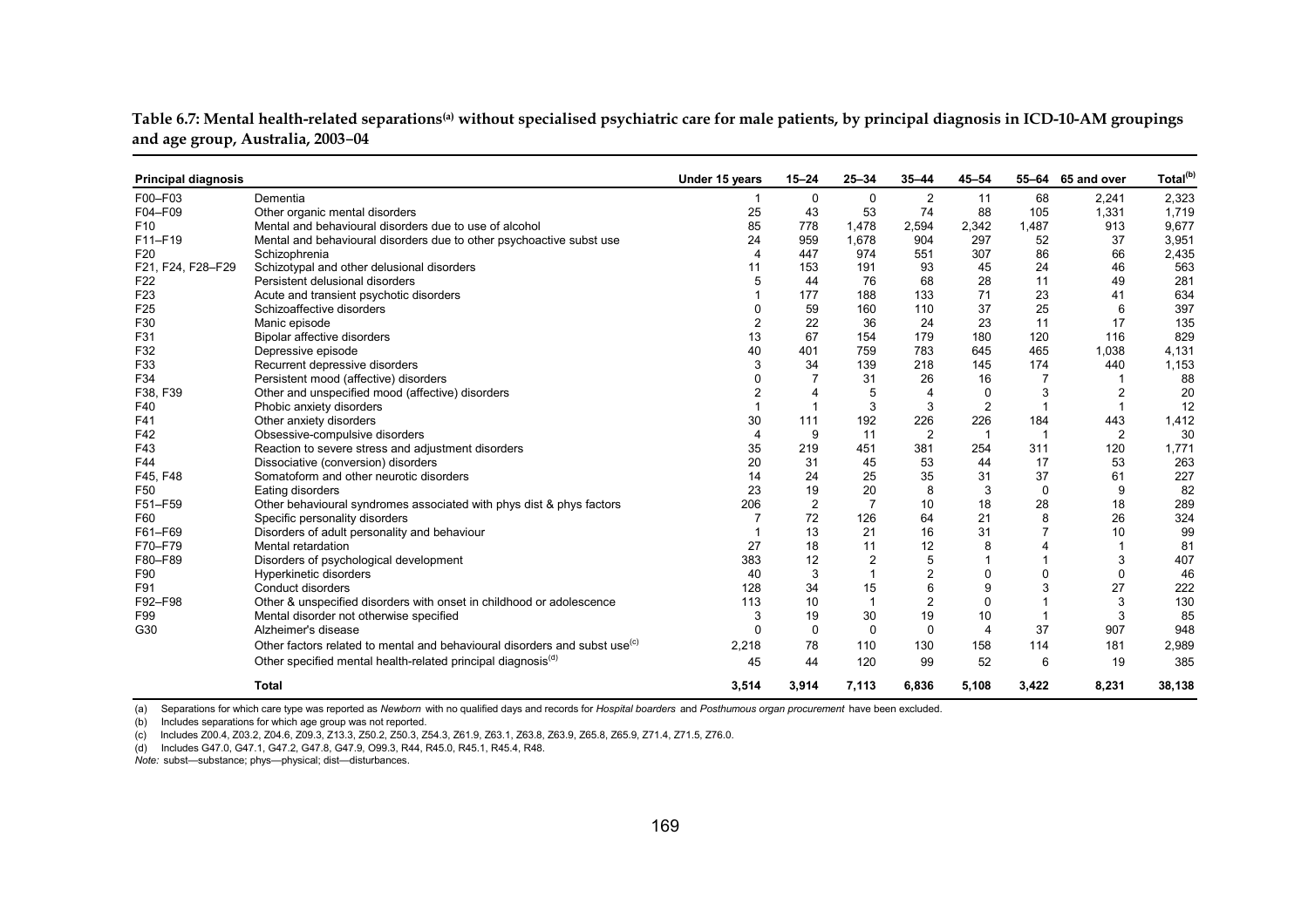**Table 6.7: Mental health-related separations[(a)] without specialised psychiatric care for male patients, by principal diagnosis in ICD-10-AM groupings and age group, Australia, 2003–04**

| Principal diagnosis | | Under 15 years | 15–24 | 25–34 | 35–44 | 45–54 | 55–64 | 65 and over | Total[(b)] |
|---|---|---|---|---|---|---|---|---|---|
| F00–F03 | Dementia | 1 | 0 | 0 | 2 | 11 | 68 | 2,241 | 2,323 |
| F04–F09 | Other organic mental disorders | 25 | 43 | 53 | 74 | 88 | 105 | 1,331 | 1,719 |
| F10 | Mental and behavioural disorders due to use of alcohol | 85 | 778 | 1,478 | 2,594 | 2,342 | 1,487 | 913 | 9,677 |
| F11–F19 | Mental and behavioural disorders due to other psychoactive subst use | 24 | 959 | 1,678 | 904 | 297 | 52 | 37 | 3,951 |
| F20 | Schizophrenia | 4 | 447 | 974 | 551 | 307 | 86 | 66 | 2,435 |
| F21, F24, F28–F29 | Schizotypal and other delusional disorders | 11 | 153 | 191 | 93 | 45 | 24 | 46 | 563 |
| F22 | Persistent delusional disorders | 5 | 44 | 76 | 68 | 28 | 11 | 49 | 281 |
| F23 | Acute and transient psychotic disorders | 1 | 177 | 188 | 133 | 71 | 23 | 41 | 634 |
| F25 | Schizoaffective disorders | 0 | 59 | 160 | 110 | 37 | 25 | 6 | 397 |
| F30 | Manic episode | 2 | 22 | 36 | 24 | 23 | 11 | 17 | 135 |
| F31 | Bipolar affective disorders | 13 | 67 | 154 | 179 | 180 | 120 | 116 | 829 |
| F32 | Depressive episode | 40 | 401 | 759 | 783 | 645 | 465 | 1,038 | 4,131 |
| F33 | Recurrent depressive disorders | 3 | 34 | 139 | 218 | 145 | 174 | 440 | 1,153 |
| F34 | Persistent mood (affective) disorders | 0 | 7 | 31 | 26 | 16 | 7 | 1 | 88 |
| F38, F39 | Other and unspecified mood (affective) disorders | 2 | 4 | 5 | 4 | 0 | 3 | 2 | 20 |
| F40 | Phobic anxiety disorders | 1 | 1 | 3 | 3 | 2 | 1 | 1 | 12 |
| F41 | Other anxiety disorders | 30 | 111 | 192 | 226 | 226 | 184 | 443 | 1,412 |
| F42 | Obsessive-compulsive disorders | 4 | 9 | 11 | 2 | 1 | 1 | 2 | 30 |
| F43 | Reaction to severe stress and adjustment disorders | 35 | 219 | 451 | 381 | 254 | 311 | 120 | 1,771 |
| F44 | Dissociative (conversion) disorders | 20 | 31 | 45 | 53 | 44 | 17 | 53 | 263 |
| F45, F48 | Somatoform and other neurotic disorders | 14 | 24 | 25 | 35 | 31 | 37 | 61 | 227 |
| F50 | Eating disorders | 23 | 19 | 20 | 8 | 3 | 0 | 9 | 82 |
| F51–F59 | Other behavioural syndromes associated with phys dist & phys factors | 206 | 2 | 7 | 10 | 18 | 28 | 18 | 289 |
| F60 | Specific personality disorders | 7 | 72 | 126 | 64 | 21 | 8 | 26 | 324 |
| F61–F69 | Disorders of adult personality and behaviour | 1 | 13 | 21 | 16 | 31 | 7 | 10 | 99 |
| F70–F79 | Mental retardation | 27 | 18 | 11 | 12 | 8 | 4 | 1 | 81 |
| F80–F89 | Disorders of psychological development | 383 | 12 | 2 | 5 | 1 | 1 | 3 | 407 |
| F90 | Hyperkinetic disorders | 40 | 3 | 1 | 2 | 0 | 0 | 0 | 46 |
| F91 | Conduct disorders | 128 | 34 | 15 | 6 | 9 | 3 | 27 | 222 |
| F92–F98 | Other & unspecified disorders with onset in childhood or adolescence | 113 | 10 | 1 | 2 | 0 | 1 | 3 | 130 |
| F99 | Mental disorder not otherwise specified | 3 | 19 | 30 | 19 | 10 | 1 | 3 | 85 |
| G30 | Alzheimer's disease | 0 | 0 | 0 | 0 | 4 | 37 | 907 | 948 |
| | Other factors related to mental and behavioural disorders and subst use[(c)] | 2,218 | 78 | 110 | 130 | 158 | 114 | 181 | 2,989 |
| | Other specified mental health-related principal diagnosis[(d)] | 45 | 44 | 120 | 99 | 52 | 6 | 19 | 385 |
| | **Total** | **3,514** | **3,914** | **7,113** | **6,836** | **5,108** | **3,422** | **8,231** | **38,138** |

(a) Separations for which care type was reported as *Newborn* with no qualified days and records for *Hospital boarders* and *Posthumous organ procurement* have been excluded.

(b) Includes separations for which age group was not reported.

(c) Includes Z00.4, Z03.2, Z04.6, Z09.3, Z13.3, Z50.2, Z50.3, Z54.3, Z61.9, Z63.1, Z63.8, Z63.9, Z65.8, Z65.9, Z71.4, Z71.5, Z76.0.

(d) Includes G47.0, G47.1, G47.2, G47.8, G47.9, O99.3, R44, R45.0, R45.1, R45.4, R48.

*Note:* subst—substance; phys—physical; dist—disturbances.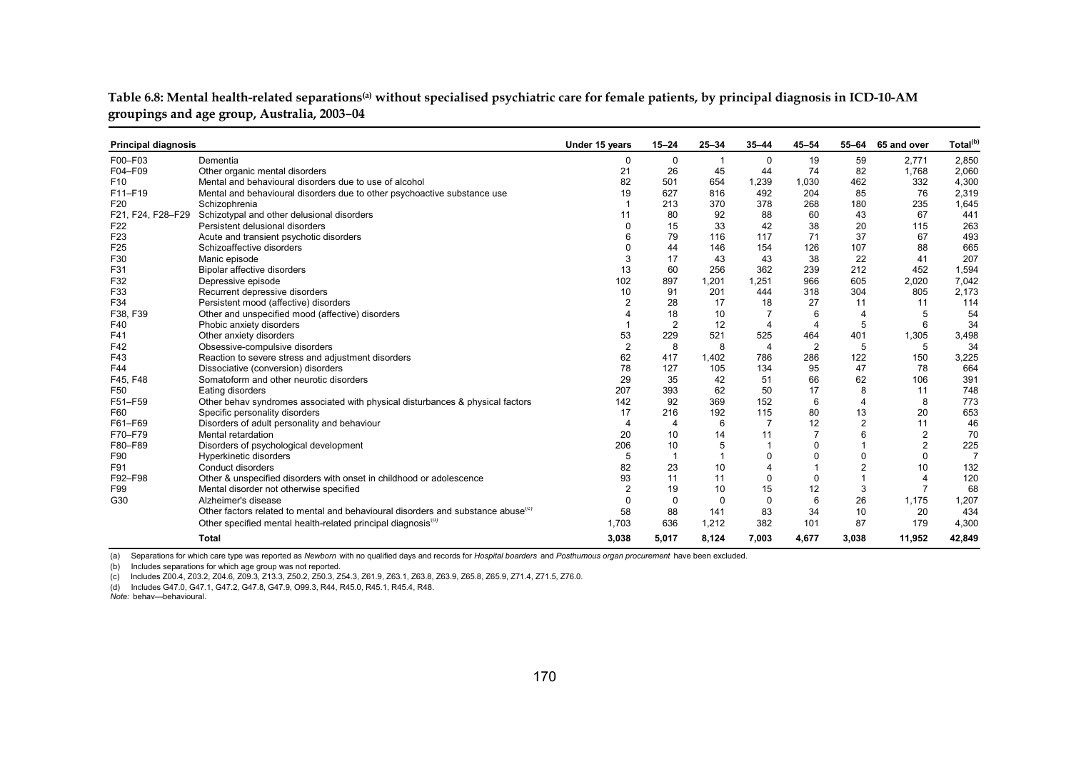**Table 6.8: Mental health-related separations[(a)] without specialised psychiatric care for female patients, by principal diagnosis in ICD-10-AM groupings and age group, Australia, 2003–04**

| Principal diagnosis | | Under 15 years | 15–24 | 25–34 | 35–44 | 45–54 | 55–64 | 65 and over | Total[(b)] |
|---|---|---|---|---|---|---|---|---|---|
| F00–F03 | Dementia | 0 | 0 | 1 | 0 | 19 | 59 | 2,771 | 2,850 |
| F04–F09 | Other organic mental disorders | 21 | 26 | 45 | 44 | 74 | 82 | 1,768 | 2,060 |
| F10 | Mental and behavioural disorders due to use of alcohol | 82 | 501 | 654 | 1,239 | 1,030 | 462 | 332 | 4,300 |
| F11–F19 | Mental and behavioural disorders due to other psychoactive substance use | 19 | 627 | 816 | 492 | 204 | 85 | 76 | 2,319 |
| F20 | Schizophrenia | 1 | 213 | 370 | 378 | 268 | 180 | 235 | 1,645 |
| F21, F24, F28–F29 | Schizotypal and other delusional disorders | 11 | 80 | 92 | 88 | 60 | 43 | 67 | 441 |
| F22 | Persistent delusional disorders | 0 | 15 | 33 | 42 | 38 | 20 | 115 | 263 |
| F23 | Acute and transient psychotic disorders | 6 | 79 | 116 | 117 | 71 | 37 | 67 | 493 |
| F25 | Schizoaffective disorders | 0 | 44 | 146 | 154 | 126 | 107 | 88 | 665 |
| F30 | Manic episode | 3 | 17 | 43 | 43 | 38 | 22 | 41 | 207 |
| F31 | Bipolar affective disorders | 13 | 60 | 256 | 362 | 239 | 212 | 452 | 1,594 |
| F32 | Depressive episode | 102 | 897 | 1,201 | 1,251 | 966 | 605 | 2,020 | 7,042 |
| F33 | Recurrent depressive disorders | 10 | 91 | 201 | 444 | 318 | 304 | 805 | 2,173 |
| F34 | Persistent mood (affective) disorders | 2 | 28 | 17 | 18 | 27 | 11 | 11 | 114 |
| F38, F39 | Other and unspecified mood (affective) disorders | 4 | 18 | 10 | 7 | 6 | 4 | 5 | 54 |
| F40 | Phobic anxiety disorders | 1 | 2 | 12 | 4 | 4 | 5 | 6 | 34 |
| F41 | Other anxiety disorders | 53 | 229 | 521 | 525 | 464 | 401 | 1,305 | 3,498 |
| F42 | Obsessive-compulsive disorders | 2 | 8 | 8 | 4 | 2 | 5 | 5 | 34 |
| F43 | Reaction to severe stress and adjustment disorders | 62 | 417 | 1,402 | 786 | 286 | 122 | 150 | 3,225 |
| F44 | Dissociative (conversion) disorders | 78 | 127 | 105 | 134 | 95 | 47 | 78 | 664 |
| F45, F48 | Somatoform and other neurotic disorders | 29 | 35 | 42 | 51 | 66 | 62 | 106 | 391 |
| F50 | Eating disorders | 207 | 393 | 62 | 50 | 17 | 8 | 11 | 748 |
| F51–F59 | Other behav syndromes associated with physical disturbances & physical factors | 142 | 92 | 369 | 152 | 6 | 4 | 8 | 773 |
| F60 | Specific personality disorders | 17 | 216 | 192 | 115 | 80 | 13 | 20 | 653 |
| F61–F69 | Disorders of adult personality and behaviour | 4 | 4 | 6 | 7 | 12 | 2 | 11 | 46 |
| F70–F79 | Mental retardation | 20 | 10 | 14 | 11 | 7 | 6 | 2 | 70 |
| F80–F89 | Disorders of psychological development | 206 | 10 | 5 | 1 | 0 | 1 | 2 | 225 |
| F90 | Hyperkinetic disorders | 5 | 1 | 1 | 0 | 0 | 0 | 0 | 7 |
| F91 | Conduct disorders | 82 | 23 | 10 | 4 | 1 | 2 | 10 | 132 |
| F92–F98 | Other & unspecified disorders with onset in childhood or adolescence | 93 | 11 | 11 | 0 | 0 | 1 | 4 | 120 |
| F99 | Mental disorder not otherwise specified | 2 | 19 | 10 | 15 | 12 | 3 | 7 | 68 |
| G30 | Alzheimer's disease | 0 | 0 | 0 | 0 | 6 | 26 | 1,175 | 1,207 |
| | Other factors related to mental and behavioural disorders and substance abuse[(c)] | 58 | 88 | 141 | 83 | 34 | 10 | 20 | 434 |
| | Other specified mental health-related principal diagnosis[(d)] | 1,703 | 636 | 1,212 | 382 | 101 | 87 | 179 | 4,300 |
| | **Total** | **3,038** | **5,017** | **8,124** | **7,003** | **4,677** | **3,038** | **11,952** | **42,849** |

(a) Separations for which care type was reported as *Newborn* with no qualified days and records for *Hospital boarders* and *Posthumous organ procurement* have been excluded.

(b) Includes separations for which age group was not reported.

(c) Includes Z00.4, Z03.2, Z04.6, Z09.3, Z13.3, Z50.2, Z50.3, Z54.3, Z61.9, Z63.1, Z63.8, Z63.9, Z65.8, Z65.9, Z71.4, Z71.5, Z76.0.

(d) Includes G47.0, G47.1, G47.2, G47.8, G47.9, O99.3, R44, R45.0, R45.1, R45.4, R48.

*Note:* behav—behavioural.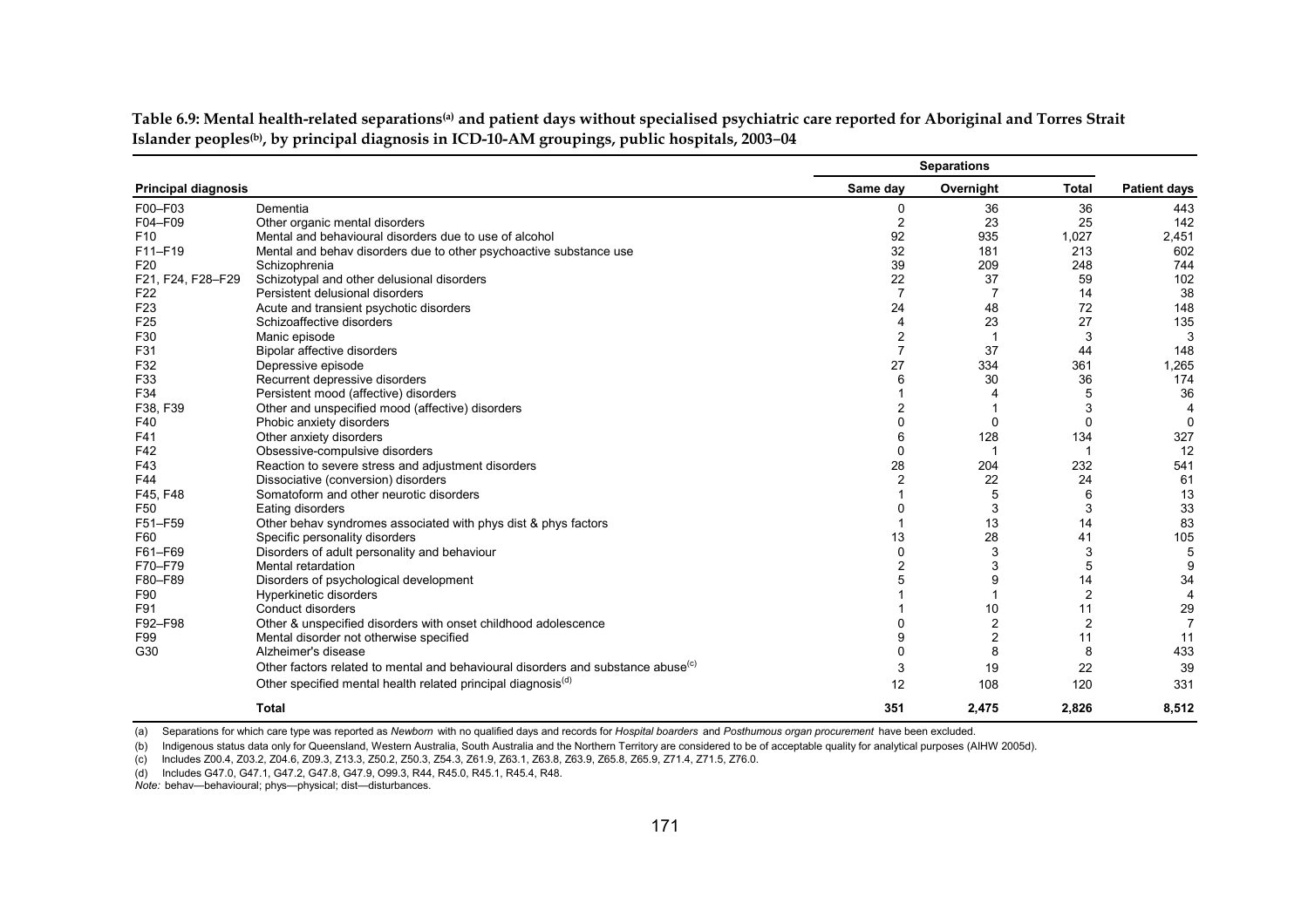**Table 6.9: Mental health-related separations[(a)] and patient days without specialised psychiatric care reported for Aboriginal and Torres Strait Islander peoples[(b)], by principal diagnosis in ICD-10-AM groupings, public hospitals, 2003–04**

| Principal diagnosis | | Separations | | | |
|---|---|---|---|---|---|
| | | Same day | Overnight | Total | Patient days |
| F00–F03 | Dementia | 0 | 36 | 36 | 443 |
| F04–F09 | Other organic mental disorders | 2 | 23 | 25 | 142 |
| F10 | Mental and behavioural disorders due to use of alcohol | 92 | 935 | 1,027 | 2,451 |
| F11–F19 | Mental and behav disorders due to other psychoactive substance use | 32 | 181 | 213 | 602 |
| F20 | Schizophrenia | 39 | 209 | 248 | 744 |
| F21, F24, F28–F29 | Schizotypal and other delusional disorders | 22 | 37 | 59 | 102 |
| F22 | Persistent delusional disorders | 7 | 7 | 14 | 38 |
| F23 | Acute and transient psychotic disorders | 24 | 48 | 72 | 148 |
| F25 | Schizoaffective disorders | 4 | 23 | 27 | 135 |
| F30 | Manic episode | 2 | 1 | 3 | 3 |
| F31 | Bipolar affective disorders | 7 | 37 | 44 | 148 |
| F32 | Depressive episode | 27 | 334 | 361 | 1,265 |
| F33 | Recurrent depressive disorders | 6 | 30 | 36 | 174 |
| F34 | Persistent mood (affective) disorders | 1 | 4 | 5 | 36 |
| F38, F39 | Other and unspecified mood (affective) disorders | 2 | 1 | 3 | 4 |
| F40 | Phobic anxiety disorders | 0 | 0 | 0 | 0 |
| F41 | Other anxiety disorders | 6 | 128 | 134 | 327 |
| F42 | Obsessive-compulsive disorders | 0 | 1 | 1 | 12 |
| F43 | Reaction to severe stress and adjustment disorders | 28 | 204 | 232 | 541 |
| F44 | Dissociative (conversion) disorders | 2 | 22 | 24 | 61 |
| F45, F48 | Somatoform and other neurotic disorders | 1 | 5 | 6 | 13 |
| F50 | Eating disorders | 0 | 3 | 3 | 33 |
| F51–F59 | Other behav syndromes associated with phys dist & phys factors | 1 | 13 | 14 | 83 |
| F60 | Specific personality disorders | 13 | 28 | 41 | 105 |
| F61–F69 | Disorders of adult personality and behaviour | 0 | 3 | 3 | 5 |
| F70–F79 | Mental retardation | 2 | 3 | 5 | 9 |
| F80–F89 | Disorders of psychological development | 5 | 9 | 14 | 34 |
| F90 | Hyperkinetic disorders | 1 | 1 | 2 | 4 |
| F91 | Conduct disorders | 1 | 10 | 11 | 29 |
| F92–F98 | Other & unspecified disorders with onset childhood adolescence | 0 | 2 | 2 | 7 |
| F99 | Mental disorder not otherwise specified | 9 | 2 | 11 | 11 |
| G30 | Alzheimer's disease | 0 | 8 | 8 | 433 |
| | Other factors related to mental and behavioural disorders and substance abuse[(c)] | 3 | 19 | 22 | 39 |
| | Other specified mental health related principal diagnosis[(d)] | 12 | 108 | 120 | 331 |
| | **Total** | **351** | **2,475** | **2,826** | **8,512** |

(a) Separations for which care type was reported as *Newborn* with no qualified days and records for *Hospital boarders* and *Posthumous organ procurement* have been excluded.

(b) Indigenous status data only for Queensland, Western Australia, South Australia and the Northern Territory are considered to be of acceptable quality for analytical purposes (AIHW 2005d).

(c) Includes Z00.4, Z03.2, Z04.6, Z09.3, Z13.3, Z50.2, Z50.3, Z54.3, Z61.9, Z63.1, Z63.8, Z63.9, Z65.8, Z65.9, Z71.4, Z71.5, Z76.0.

(d) Includes G47.0, G47.1, G47.2, G47.8, G47.9, O99.3, R44, R45.0, R45.1, R45.4, R48.

*Note:* behav—behavioural; phys—physical; dist—disturbances.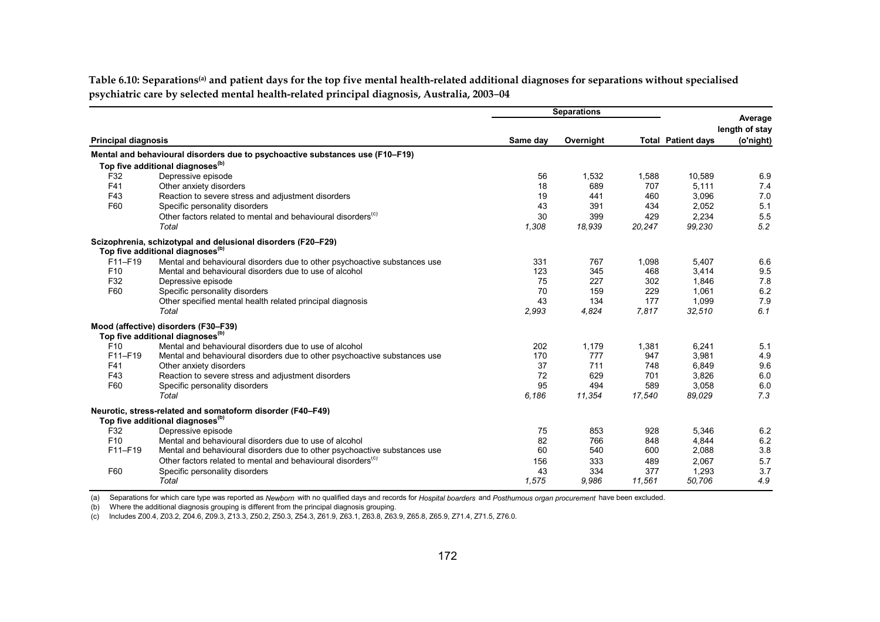**Table 6.10: Separations[(a)] and patient days for the top five mental health-related additional diagnoses for separations without specialised psychiatric care by selected mental health-related principal diagnosis, Australia, 2003–04**

| Principal diagnosis | | Separations | | | | Average length of stay |
|---|---|---|---|---|---|---|
| | | Same day | Overnight | Total | Patient days | (o'night) |
| **Mental and behavioural disorders due to psychoactive substances use (F10–F19)** | | | | | | |
| **Top five additional diagnoses[(b)]** | | | | | | |
| F32 | Depressive episode | 56 | 1,532 | 1,588 | 10,589 | 6.9 |
| F41 | Other anxiety disorders | 18 | 689 | 707 | 5,111 | 7.4 |
| F43 | Reaction to severe stress and adjustment disorders | 19 | 441 | 460 | 3,096 | 7.0 |
| F60 | Specific personality disorders | 43 | 391 | 434 | 2,052 | 5.1 |
| | Other factors related to mental and behavioural disorders[(c)] | 30 | 399 | 429 | 2,234 | 5.5 |
| | *Total* | *1,308* | *18,939* | *20,247* | *99,230* | *5.2* |
| **Scizophrenia, schizotypal and delusional disorders (F20–F29)** | | | | | | |
| **Top five additional diagnoses[(b)]** | | | | | | |
| F11–F19 | Mental and behavioural disorders due to other psychoactive substances use | 331 | 767 | 1,098 | 5,407 | 6.6 |
| F10 | Mental and behavioural disorders due to use of alcohol | 123 | 345 | 468 | 3,414 | 9.5 |
| F32 | Depressive episode | 75 | 227 | 302 | 1,846 | 7.8 |
| F60 | Specific personality disorders | 70 | 159 | 229 | 1,061 | 6.2 |
| | Other specified mental health related principal diagnosis | 43 | 134 | 177 | 1,099 | 7.9 |
| | *Total* | *2,993* | *4,824* | *7,817* | *32,510* | *6.1* |
| **Mood (affective) disorders (F30–F39)** | | | | | | |
| **Top five additional diagnoses[(b)]** | | | | | | |
| F10 | Mental and behavioural disorders due to use of alcohol | 202 | 1,179 | 1,381 | 6,241 | 5.1 |
| F11–F19 | Mental and behavioural disorders due to other psychoactive substances use | 170 | 777 | 947 | 3,981 | 4.9 |
| F41 | Other anxiety disorders | 37 | 711 | 748 | 6,849 | 9.6 |
| F43 | Reaction to severe stress and adjustment disorders | 72 | 629 | 701 | 3,826 | 6.0 |
| F60 | Specific personality disorders | 95 | 494 | 589 | 3,058 | 6.0 |
| | *Total* | *6,186* | *11,354* | *17,540* | *89,029* | *7.3* |
| **Neurotic, stress-related and somatoform disorder (F40–F49)** | | | | | | |
| **Top five additional diagnoses[(b)]** | | | | | | |
| F32 | Depressive episode | 75 | 853 | 928 | 5,346 | 6.2 |
| F10 | Mental and behavioural disorders due to use of alcohol | 82 | 766 | 848 | 4,844 | 6.2 |
| F11–F19 | Mental and behavioural disorders due to other psychoactive substances use | 60 | 540 | 600 | 2,088 | 3.8 |
| | Other factors related to mental and behavioural disorders[(c)] | 156 | 333 | 489 | 2,067 | 5.7 |
| F60 | Specific personality disorders | 43 | 334 | 377 | 1,293 | 3.7 |
| | *Total* | *1,575* | *9,986* | *11,561* | *50,706* | *4.9* |

(a) Separations for which care type was reported as *Newborn* with no qualified days and records for *Hospital boarders* and *Posthumous organ procurement* have been excluded.

(b) Where the additional diagnosis grouping is different from the principal diagnosis grouping.

(c) Includes Z00.4, Z03.2, Z04.6, Z09.3, Z13.3, Z50.2, Z50.3, Z54.3, Z61.9, Z63.1, Z63.8, Z63.9, Z65.8, Z65.9, Z71.4, Z71.5, Z76.0.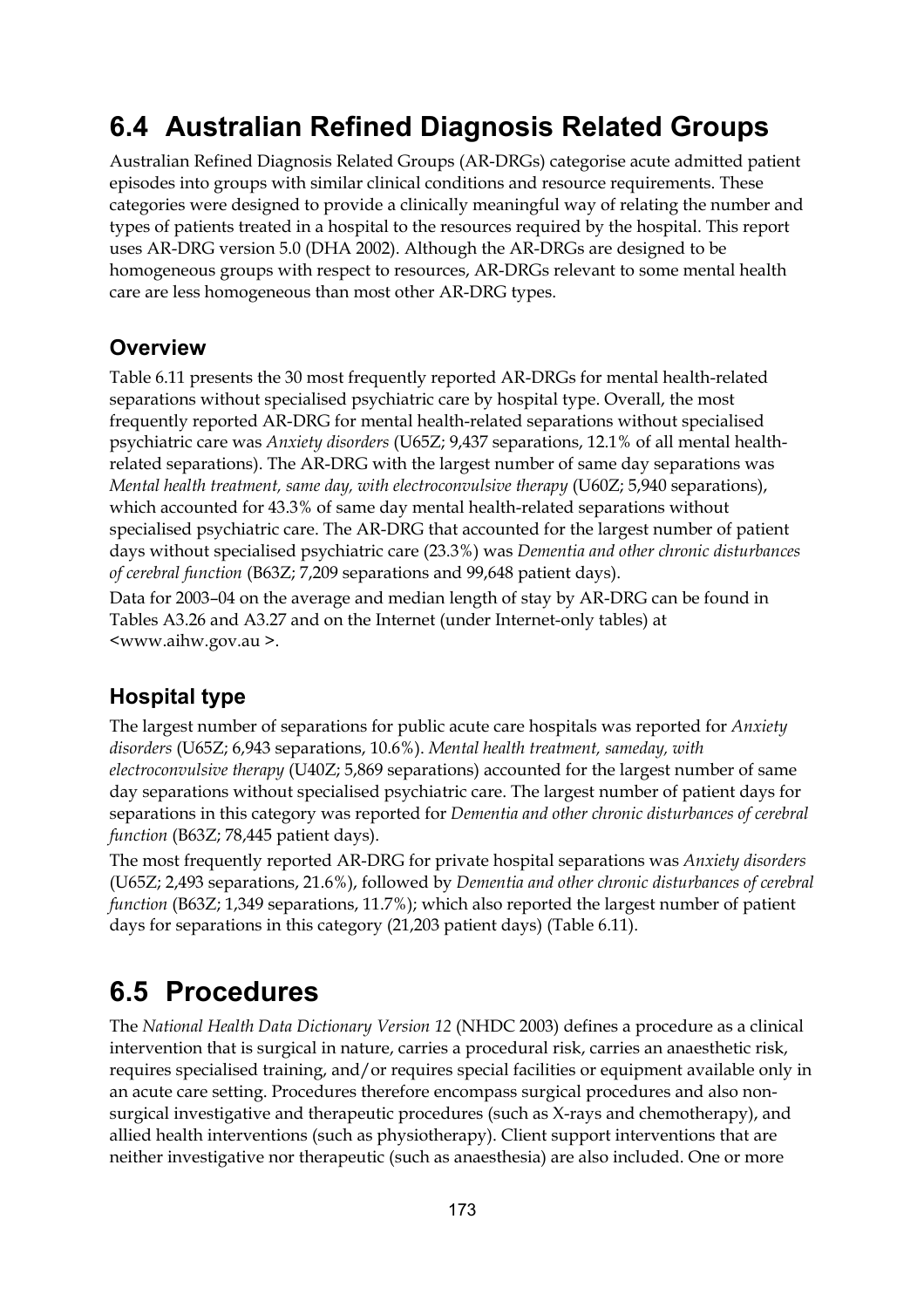## 6.4 Australian Refined Diagnosis Related Groups

Australian Refined Diagnosis Related Groups (AR-DRGs) categorise acute admitted patient episodes into groups with similar clinical conditions and resource requirements. These categories were designed to provide a clinically meaningful way of relating the number and types of patients treated in a hospital to the resources required by the hospital. This report uses AR-DRG version 5.0 (DHA 2002). Although the AR-DRGs are designed to be homogeneous groups with respect to resources, AR-DRGs relevant to some mental health care are less homogeneous than most other AR-DRG types.

### Overview

Table 6.11 presents the 30 most frequently reported AR-DRGs for mental health-related separations without specialised psychiatric care by hospital type. Overall, the most frequently reported AR-DRG for mental health-related separations without specialised psychiatric care was *Anxiety disorders* (U65Z; 9,437 separations, 12.1% of all mental health-related separations). The AR-DRG with the largest number of same day separations was *Mental health treatment, same day, with electroconvulsive therapy* (U60Z; 5,940 separations), which accounted for 43.3% of same day mental health-related separations without specialised psychiatric care. The AR-DRG that accounted for the largest number of patient days without specialised psychiatric care (23.3%) was *Dementia and other chronic disturbances of cerebral function* (B63Z; 7,209 separations and 99,648 patient days).

Data for 2003–04 on the average and median length of stay by AR-DRG can be found in Tables A3.26 and A3.27 and on the Internet (under Internet-only tables) at <www.aihw.gov.au >.

### Hospital type

The largest number of separations for public acute care hospitals was reported for *Anxiety disorders* (U65Z; 6,943 separations, 10.6%). *Mental health treatment, sameday, with electroconvulsive therapy* (U40Z; 5,869 separations) accounted for the largest number of same day separations without specialised psychiatric care. The largest number of patient days for separations in this category was reported for *Dementia and other chronic disturbances of cerebral function* (B63Z; 78,445 patient days).

The most frequently reported AR-DRG for private hospital separations was *Anxiety disorders* (U65Z; 2,493 separations, 21.6%), followed by *Dementia and other chronic disturbances of cerebral function* (B63Z; 1,349 separations, 11.7%); which also reported the largest number of patient days for separations in this category (21,203 patient days) (Table 6.11).

## 6.5 Procedures

The *National Health Data Dictionary Version 12* (NHDC 2003) defines a procedure as a clinical intervention that is surgical in nature, carries a procedural risk, carries an anaesthetic risk, requires specialised training, and/or requires special facilities or equipment available only in an acute care setting. Procedures therefore encompass surgical procedures and also non-surgical investigative and therapeutic procedures (such as X-rays and chemotherapy), and allied health interventions (such as physiotherapy). Client support interventions that are neither investigative nor therapeutic (such as anaesthesia) are also included. One or more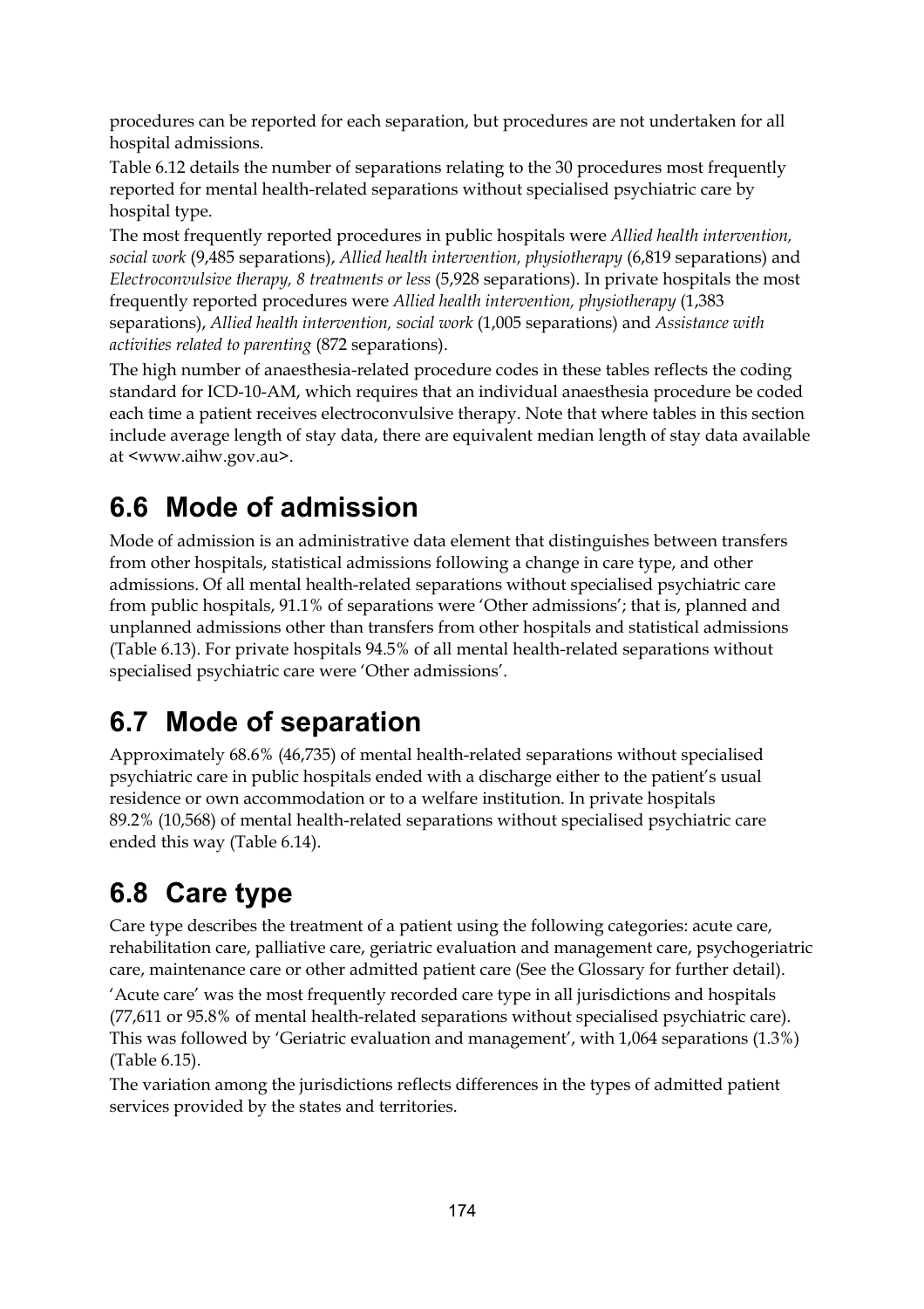procedures can be reported for each separation, but procedures are not undertaken for all hospital admissions.

Table 6.12 details the number of separations relating to the 30 procedures most frequently reported for mental health-related separations without specialised psychiatric care by hospital type.

The most frequently reported procedures in public hospitals were *Allied health intervention, social work* (9,485 separations), *Allied health intervention, physiotherapy* (6,819 separations) and *Electroconvulsive therapy, 8 treatments or less* (5,928 separations). In private hospitals the most frequently reported procedures were *Allied health intervention, physiotherapy* (1,383 separations), *Allied health intervention, social work* (1,005 separations) and *Assistance with activities related to parenting* (872 separations).

The high number of anaesthesia-related procedure codes in these tables reflects the coding standard for ICD-10-AM, which requires that an individual anaesthesia procedure be coded each time a patient receives electroconvulsive therapy. Note that where tables in this section include average length of stay data, there are equivalent median length of stay data available at <www.aihw.gov.au>.

## 6.6 Mode of admission

Mode of admission is an administrative data element that distinguishes between transfers from other hospitals, statistical admissions following a change in care type, and other admissions. Of all mental health-related separations without specialised psychiatric care from public hospitals, 91.1% of separations were 'Other admissions'; that is, planned and unplanned admissions other than transfers from other hospitals and statistical admissions (Table 6.13). For private hospitals 94.5% of all mental health-related separations without specialised psychiatric care were 'Other admissions'.

## 6.7 Mode of separation

Approximately 68.6% (46,735) of mental health-related separations without specialised psychiatric care in public hospitals ended with a discharge either to the patient's usual residence or own accommodation or to a welfare institution. In private hospitals 89.2% (10,568) of mental health-related separations without specialised psychiatric care ended this way (Table 6.14).

## 6.8 Care type

Care type describes the treatment of a patient using the following categories: acute care, rehabilitation care, palliative care, geriatric evaluation and management care, psychogeriatric care, maintenance care or other admitted patient care (See the Glossary for further detail).

'Acute care' was the most frequently recorded care type in all jurisdictions and hospitals (77,611 or 95.8% of mental health-related separations without specialised psychiatric care). This was followed by 'Geriatric evaluation and management', with 1,064 separations (1.3%) (Table 6.15).

The variation among the jurisdictions reflects differences in the types of admitted patient services provided by the states and territories.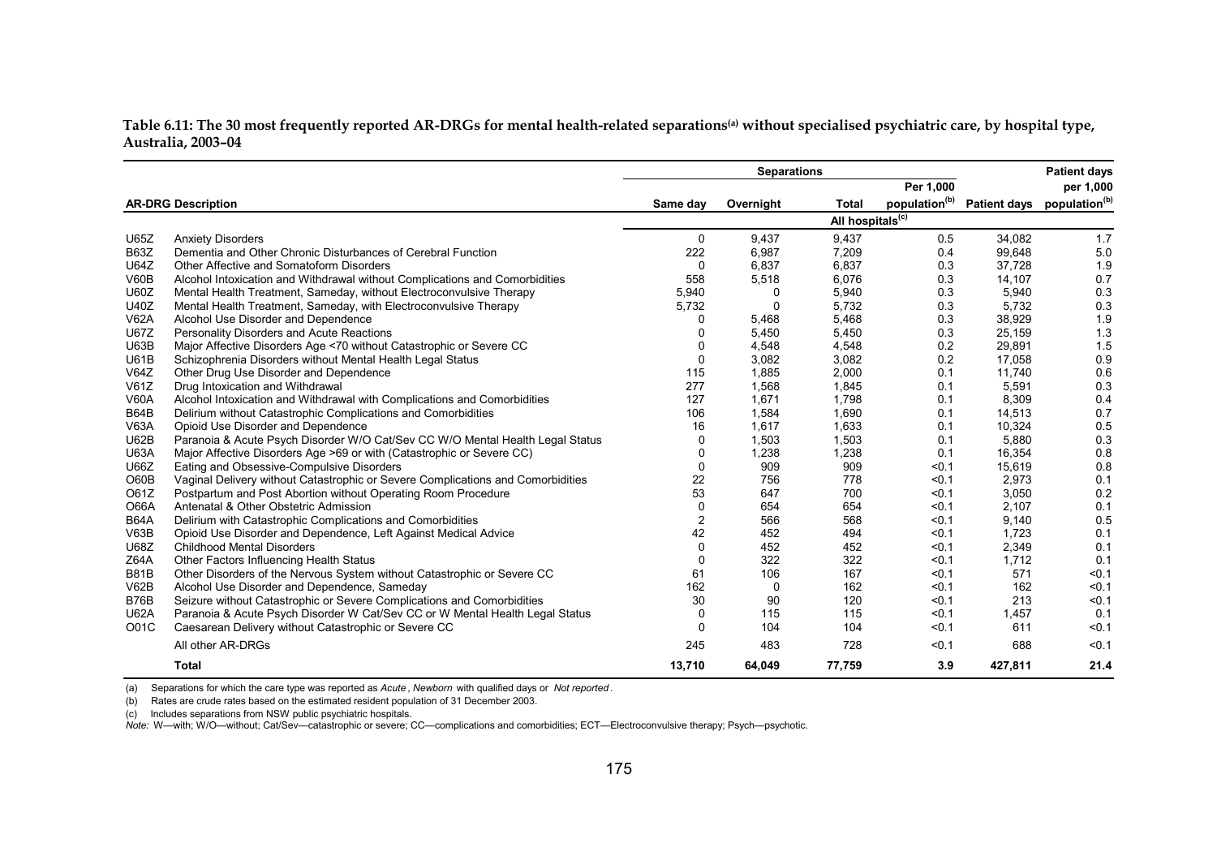**Table 6.11: The 30 most frequently reported AR-DRGs for mental health-related separations[(a)] without specialised psychiatric care, by hospital type, Australia, 2003–04**

| AR-DRG | Description | Separations | | | | Patient days | Patient days per 1,000 population[(b)] |
|---|---|---|---|---|---|---|---|
| | | Same day | Overnight | Total | Per 1,000 population[(b)] | | |
| | | All hospitals[(c)] | | | | | |
| U65Z | Anxiety Disorders | 0 | 9,437 | 9,437 | 0.5 | 34,082 | 1.7 |
| B63Z | Dementia and Other Chronic Disturbances of Cerebral Function | 222 | 6,987 | 7,209 | 0.4 | 99,648 | 5.0 |
| U64Z | Other Affective and Somatoform Disorders | 0 | 6,837 | 6,837 | 0.3 | 37,728 | 1.9 |
| V60B | Alcohol Intoxication and Withdrawal without Complications and Comorbidities | 558 | 5,518 | 6,076 | 0.3 | 14,107 | 0.7 |
| U60Z | Mental Health Treatment, Sameday, without Electroconvulsive Therapy | 5,940 | 0 | 5,940 | 0.3 | 5,940 | 0.3 |
| U40Z | Mental Health Treatment, Sameday, with Electroconvulsive Therapy | 5,732 | 0 | 5,732 | 0.3 | 5,732 | 0.3 |
| V62A | Alcohol Use Disorder and Dependence | 0 | 5,468 | 5,468 | 0.3 | 38,929 | 1.9 |
| U67Z | Personality Disorders and Acute Reactions | 0 | 5,450 | 5,450 | 0.3 | 25,159 | 1.3 |
| U63B | Major Affective Disorders Age <70 without Catastrophic or Severe CC | 0 | 4,548 | 4,548 | 0.2 | 29,891 | 1.5 |
| U61B | Schizophrenia Disorders without Mental Health Legal Status | 0 | 3,082 | 3,082 | 0.2 | 17,058 | 0.9 |
| V64Z | Other Drug Use Disorder and Dependence | 115 | 1,885 | 2,000 | 0.1 | 11,740 | 0.6 |
| V61Z | Drug Intoxication and Withdrawal | 277 | 1,568 | 1,845 | 0.1 | 5,591 | 0.3 |
| V60A | Alcohol Intoxication and Withdrawal with Complications and Comorbidities | 127 | 1,671 | 1,798 | 0.1 | 8,309 | 0.4 |
| B64B | Delirium without Catastrophic Complications and Comorbidities | 106 | 1,584 | 1,690 | 0.1 | 14,513 | 0.7 |
| V63A | Opioid Use Disorder and Dependence | 16 | 1,617 | 1,633 | 0.1 | 10,324 | 0.5 |
| U62B | Paranoia & Acute Psych Disorder W/O Cat/Sev CC W/O Mental Health Legal Status | 0 | 1,503 | 1,503 | 0.1 | 5,880 | 0.3 |
| U63A | Major Affective Disorders Age >69 or with (Catastrophic or Severe CC) | 0 | 1,238 | 1,238 | 0.1 | 16,354 | 0.8 |
| U66Z | Eating and Obsessive-Compulsive Disorders | 0 | 909 | 909 | <0.1 | 15,619 | 0.8 |
| O60B | Vaginal Delivery without Catastrophic or Severe Complications and Comorbidities | 22 | 756 | 778 | <0.1 | 2,973 | 0.1 |
| O61Z | Postpartum and Post Abortion without Operating Room Procedure | 53 | 647 | 700 | <0.1 | 3,050 | 0.2 |
| O66A | Antenatal & Other Obstetric Admission | 0 | 654 | 654 | <0.1 | 2,107 | 0.1 |
| B64A | Delirium with Catastrophic Complications and Comorbidities | 2 | 566 | 568 | <0.1 | 9,140 | 0.5 |
| V63B | Opioid Use Disorder and Dependence, Left Against Medical Advice | 42 | 452 | 494 | <0.1 | 1,723 | 0.1 |
| U68Z | Childhood Mental Disorders | 0 | 452 | 452 | <0.1 | 2,349 | 0.1 |
| Z64A | Other Factors Influencing Health Status | 0 | 322 | 322 | <0.1 | 1,712 | 0.1 |
| B81B | Other Disorders of the Nervous System without Catastrophic or Severe CC | 61 | 106 | 167 | <0.1 | 571 | <0.1 |
| V62B | Alcohol Use Disorder and Dependence, Sameday | 162 | 0 | 162 | <0.1 | 162 | <0.1 |
| B76B | Seizure without Catastrophic or Severe Complications and Comorbidities | 30 | 90 | 120 | <0.1 | 213 | <0.1 |
| U62A | Paranoia & Acute Psych Disorder W Cat/Sev CC or W Mental Health Legal Status | 0 | 115 | 115 | <0.1 | 1,457 | 0.1 |
| O01C | Caesarean Delivery without Catastrophic or Severe CC | 0 | 104 | 104 | <0.1 | 611 | <0.1 |
| | All other AR-DRGs | 245 | 483 | 728 | <0.1 | 688 | <0.1 |
| | **Total** | **13,710** | **64,049** | **77,759** | **3.9** | **427,811** | **21.4** |

(a) Separations for which the care type was reported as *Acute*, *Newborn* with qualified days or *Not reported*.

(b) Rates are crude rates based on the estimated resident population of 31 December 2003.

(c) Includes separations from NSW public psychiatric hospitals.

*Note:* W—with; W/O—without; Cat/Sev—catastrophic or severe; CC—complications and comorbidities; ECT—Electroconvulsive therapy; Psych—psychotic.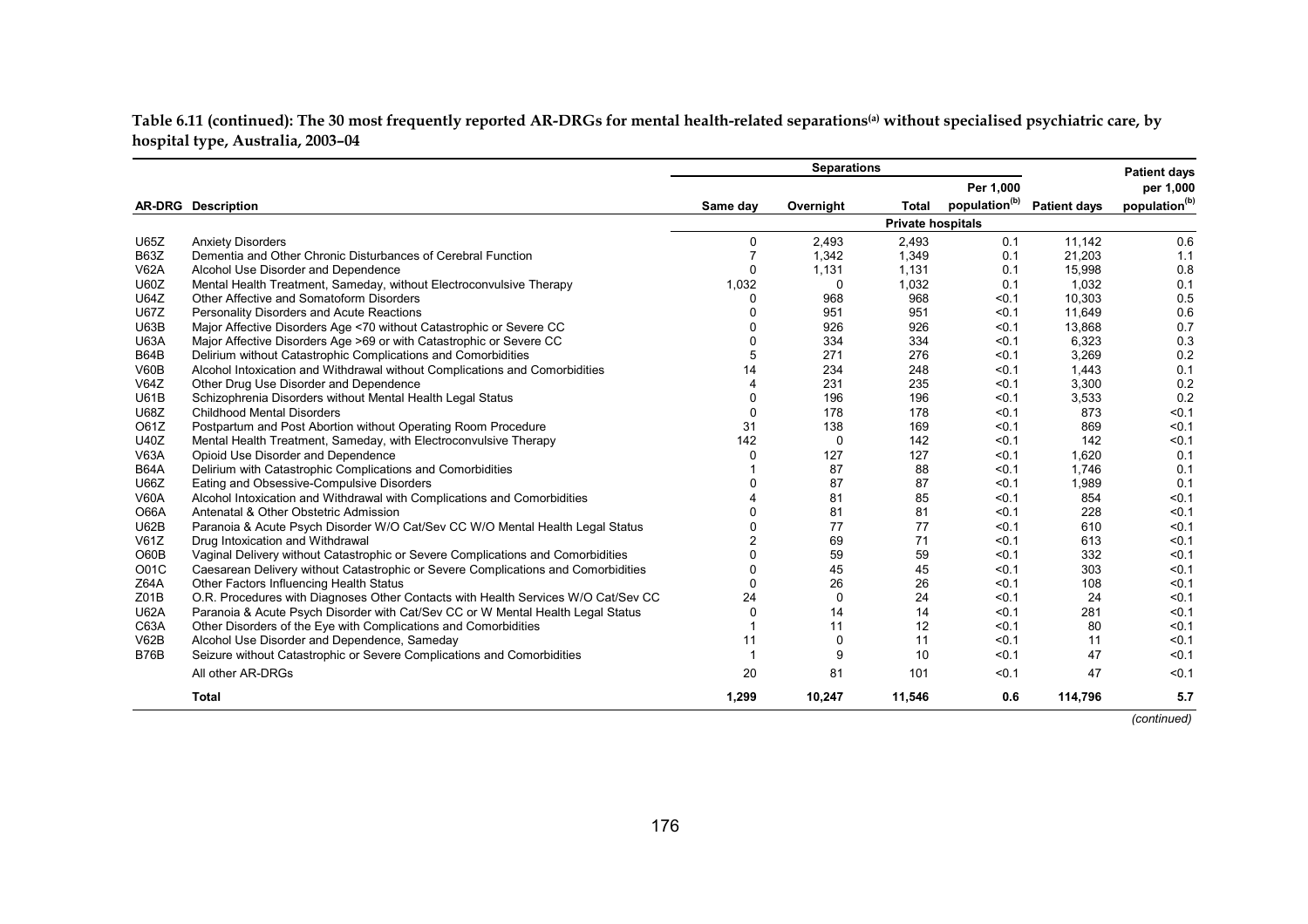**Table 6.11 (continued): The 30 most frequently reported AR-DRGs for mental health-related separations[(a)] without specialised psychiatric care, by hospital type, Australia, 2003–04**

| AR-DRG | Description | Separations | | | | Patient days | |
|---|---|---|---|---|---|---|---|
| | | Same day | Overnight | Total | Per 1,000 population[(b)] | Patient days | Patient days per 1,000 population[(b)] |
| | | **Private hospitals** | | | | | |
| U65Z | Anxiety Disorders | 0 | 2,493 | 2,493 | 0.1 | 11,142 | 0.6 |
| B63Z | Dementia and Other Chronic Disturbances of Cerebral Function | 7 | 1,342 | 1,349 | 0.1 | 21,203 | 1.1 |
| V62A | Alcohol Use Disorder and Dependence | 0 | 1,131 | 1,131 | 0.1 | 15,998 | 0.8 |
| U60Z | Mental Health Treatment, Sameday, without Electroconvulsive Therapy | 1,032 | 0 | 1,032 | 0.1 | 1,032 | 0.1 |
| U64Z | Other Affective and Somatoform Disorders | 0 | 968 | 968 | <0.1 | 10,303 | 0.5 |
| U67Z | Personality Disorders and Acute Reactions | 0 | 951 | 951 | <0.1 | 11,649 | 0.6 |
| U63B | Major Affective Disorders Age <70 without Catastrophic or Severe CC | 0 | 926 | 926 | <0.1 | 13,868 | 0.7 |
| U63A | Major Affective Disorders Age >69 or with Catastrophic or Severe CC | 0 | 334 | 334 | <0.1 | 6,323 | 0.3 |
| B64B | Delirium without Catastrophic Complications and Comorbidities | 5 | 271 | 276 | <0.1 | 3,269 | 0.2 |
| V60B | Alcohol Intoxication and Withdrawal without Complications and Comorbidities | 14 | 234 | 248 | <0.1 | 1,443 | 0.1 |
| V64Z | Other Drug Use Disorder and Dependence | 4 | 231 | 235 | <0.1 | 3,300 | 0.2 |
| U61B | Schizophrenia Disorders without Mental Health Legal Status | 0 | 196 | 196 | <0.1 | 3,533 | 0.2 |
| U68Z | Childhood Mental Disorders | 0 | 178 | 178 | <0.1 | 873 | <0.1 |
| O61Z | Postpartum and Post Abortion without Operating Room Procedure | 31 | 138 | 169 | <0.1 | 869 | <0.1 |
| U40Z | Mental Health Treatment, Sameday, with Electroconvulsive Therapy | 142 | 0 | 142 | <0.1 | 142 | <0.1 |
| V63A | Opioid Use Disorder and Dependence | 0 | 127 | 127 | <0.1 | 1,620 | 0.1 |
| B64A | Delirium with Catastrophic Complications and Comorbidities | 1 | 87 | 88 | <0.1 | 1,746 | 0.1 |
| U66Z | Eating and Obsessive-Compulsive Disorders | 0 | 87 | 87 | <0.1 | 1,989 | 0.1 |
| V60A | Alcohol Intoxication and Withdrawal with Complications and Comorbidities | 4 | 81 | 85 | <0.1 | 854 | <0.1 |
| O66A | Antenatal & Other Obstetric Admission | 0 | 81 | 81 | <0.1 | 228 | <0.1 |
| U62B | Paranoia & Acute Psych Disorder W/O Cat/Sev CC W/O Mental Health Legal Status | 0 | 77 | 77 | <0.1 | 610 | <0.1 |
| V61Z | Drug Intoxication and Withdrawal | 2 | 69 | 71 | <0.1 | 613 | <0.1 |
| O60B | Vaginal Delivery without Catastrophic or Severe Complications and Comorbidities | 0 | 59 | 59 | <0.1 | 332 | <0.1 |
| O01C | Caesarean Delivery without Catastrophic or Severe Complications and Comorbidities | 0 | 45 | 45 | <0.1 | 303 | <0.1 |
| Z64A | Other Factors Influencing Health Status | 0 | 26 | 26 | <0.1 | 108 | <0.1 |
| Z01B | O.R. Procedures with Diagnoses Other Contacts with Health Services W/O Cat/Sev CC | 24 | 0 | 24 | <0.1 | 24 | <0.1 |
| U62A | Paranoia & Acute Psych Disorder with Cat/Sev CC or W Mental Health Legal Status | 0 | 14 | 14 | <0.1 | 281 | <0.1 |
| C63A | Other Disorders of the Eye with Complications and Comorbidities | 1 | 11 | 12 | <0.1 | 80 | <0.1 |
| V62B | Alcohol Use Disorder and Dependence, Sameday | 11 | 0 | 11 | <0.1 | 11 | <0.1 |
| B76B | Seizure without Catastrophic or Severe Complications and Comorbidities | 1 | 9 | 10 | <0.1 | 47 | <0.1 |
| | All other AR-DRGs | 20 | 81 | 101 | <0.1 | 47 | <0.1 |
| | **Total** | **1,299** | **10,247** | **11,546** | **0.6** | **114,796** | **5.7** |

*(continued)*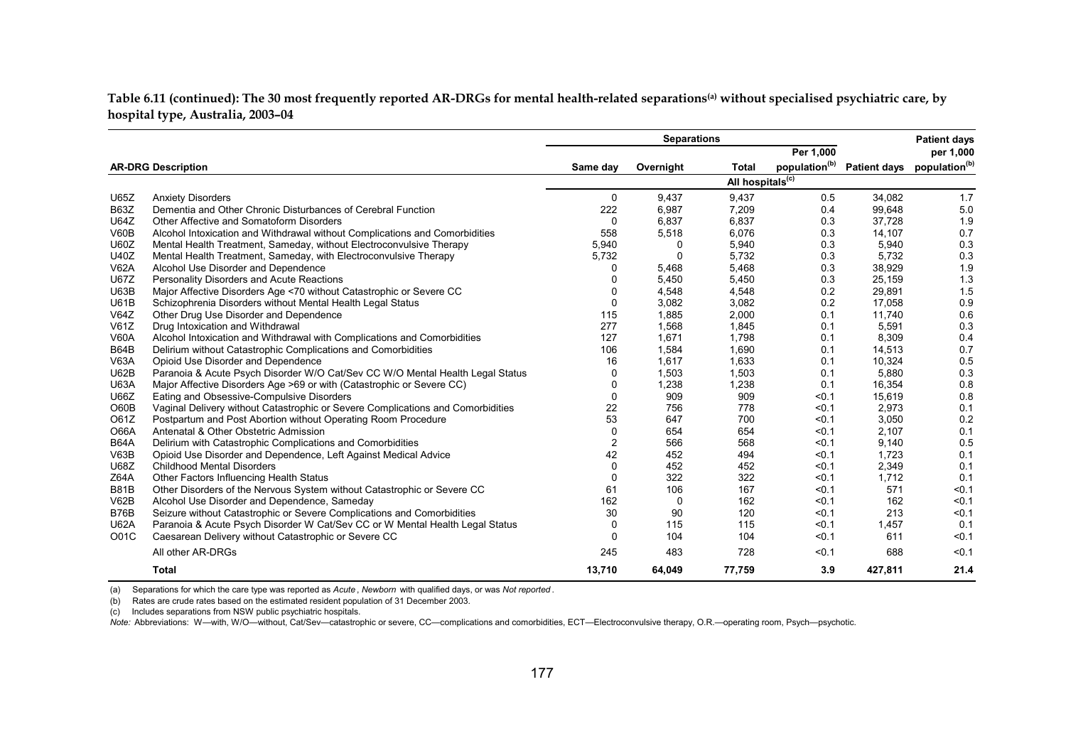**Table 6.11 (continued): The 30 most frequently reported AR-DRGs for mental health-related separations[(a)] without specialised psychiatric care, by hospital type, Australia, 2003–04**

| AR-DRG | Description | Same day | Overnight | Total | Per 1,000 population[(b)] | Patient days | Patient days per 1,000 population[(b)] |
|---|---|---|---|---|---|---|---|
| | | All hospitals[(c)] | | | | | |
| U65Z | Anxiety Disorders | 0 | 9,437 | 9,437 | 0.5 | 34,082 | 1.7 |
| B63Z | Dementia and Other Chronic Disturbances of Cerebral Function | 222 | 6,987 | 7,209 | 0.4 | 99,648 | 5.0 |
| U64Z | Other Affective and Somatoform Disorders | 0 | 6,837 | 6,837 | 0.3 | 37,728 | 1.9 |
| V60B | Alcohol Intoxication and Withdrawal without Complications and Comorbidities | 558 | 5,518 | 6,076 | 0.3 | 14,107 | 0.7 |
| U60Z | Mental Health Treatment, Sameday, without Electroconvulsive Therapy | 5,940 | 0 | 5,940 | 0.3 | 5,940 | 0.3 |
| U40Z | Mental Health Treatment, Sameday, with Electroconvulsive Therapy | 5,732 | 0 | 5,732 | 0.3 | 5,732 | 0.3 |
| V62A | Alcohol Use Disorder and Dependence | 0 | 5,468 | 5,468 | 0.3 | 38,929 | 1.9 |
| U67Z | Personality Disorders and Acute Reactions | 0 | 5,450 | 5,450 | 0.3 | 25,159 | 1.3 |
| U63B | Major Affective Disorders Age <70 without Catastrophic or Severe CC | 0 | 4,548 | 4,548 | 0.2 | 29,891 | 1.5 |
| U61B | Schizophrenia Disorders without Mental Health Legal Status | 0 | 3,082 | 3,082 | 0.2 | 17,058 | 0.9 |
| V64Z | Other Drug Use Disorder and Dependence | 115 | 1,885 | 2,000 | 0.1 | 11,740 | 0.6 |
| V61Z | Drug Intoxication and Withdrawal | 277 | 1,568 | 1,845 | 0.1 | 5,591 | 0.3 |
| V60A | Alcohol Intoxication and Withdrawal with Complications and Comorbidities | 127 | 1,671 | 1,798 | 0.1 | 8,309 | 0.4 |
| B64B | Delirium without Catastrophic Complications and Comorbidities | 106 | 1,584 | 1,690 | 0.1 | 14,513 | 0.7 |
| V63A | Opioid Use Disorder and Dependence | 16 | 1,617 | 1,633 | 0.1 | 10,324 | 0.5 |
| U62B | Paranoia & Acute Psych Disorder W/O Cat/Sev CC W/O Mental Health Legal Status | 0 | 1,503 | 1,503 | 0.1 | 5,880 | 0.3 |
| U63A | Major Affective Disorders Age >69 or with (Catastrophic or Severe CC) | 0 | 1,238 | 1,238 | 0.1 | 16,354 | 0.8 |
| U66Z | Eating and Obsessive-Compulsive Disorders | 0 | 909 | 909 | <0.1 | 15,619 | 0.8 |
| O60B | Vaginal Delivery without Catastrophic or Severe Complications and Comorbidities | 22 | 756 | 778 | <0.1 | 2,973 | 0.1 |
| O61Z | Postpartum and Post Abortion without Operating Room Procedure | 53 | 647 | 700 | <0.1 | 3,050 | 0.2 |
| O66A | Antenatal & Other Obstetric Admission | 0 | 654 | 654 | <0.1 | 2,107 | 0.1 |
| B64A | Delirium with Catastrophic Complications and Comorbidities | 2 | 566 | 568 | <0.1 | 9,140 | 0.5 |
| V63B | Opioid Use Disorder and Dependence, Left Against Medical Advice | 42 | 452 | 494 | <0.1 | 1,723 | 0.1 |
| U68Z | Childhood Mental Disorders | 0 | 452 | 452 | <0.1 | 2,349 | 0.1 |
| Z64A | Other Factors Influencing Health Status | 0 | 322 | 322 | <0.1 | 1,712 | 0.1 |
| B81B | Other Disorders of the Nervous System without Catastrophic or Severe CC | 61 | 106 | 167 | <0.1 | 571 | <0.1 |
| V62B | Alcohol Use Disorder and Dependence, Sameday | 162 | 0 | 162 | <0.1 | 162 | <0.1 |
| B76B | Seizure without Catastrophic or Severe Complications and Comorbidities | 30 | 90 | 120 | <0.1 | 213 | <0.1 |
| U62A | Paranoia & Acute Psych Disorder W Cat/Sev CC or W Mental Health Legal Status | 0 | 115 | 115 | <0.1 | 1,457 | 0.1 |
| O01C | Caesarean Delivery without Catastrophic or Severe CC | 0 | 104 | 104 | <0.1 | 611 | <0.1 |
| | All other AR-DRGs | 245 | 483 | 728 | <0.1 | 688 | <0.1 |
| | **Total** | **13,710** | **64,049** | **77,759** | **3.9** | **427,811** | **21.4** |

(a) Separations for which the care type was reported as *Acute*, *Newborn* with qualified days, or was *Not reported*.

(b) Rates are crude rates based on the estimated resident population of 31 December 2003.

(c) Includes separations from NSW public psychiatric hospitals.

*Note:* Abbreviations: W—with, W/O—without, Cat/Sev—catastrophic or severe, CC—complications and comorbidities, ECT—Electroconvulsive therapy, O.R.—operating room, Psych—psychotic.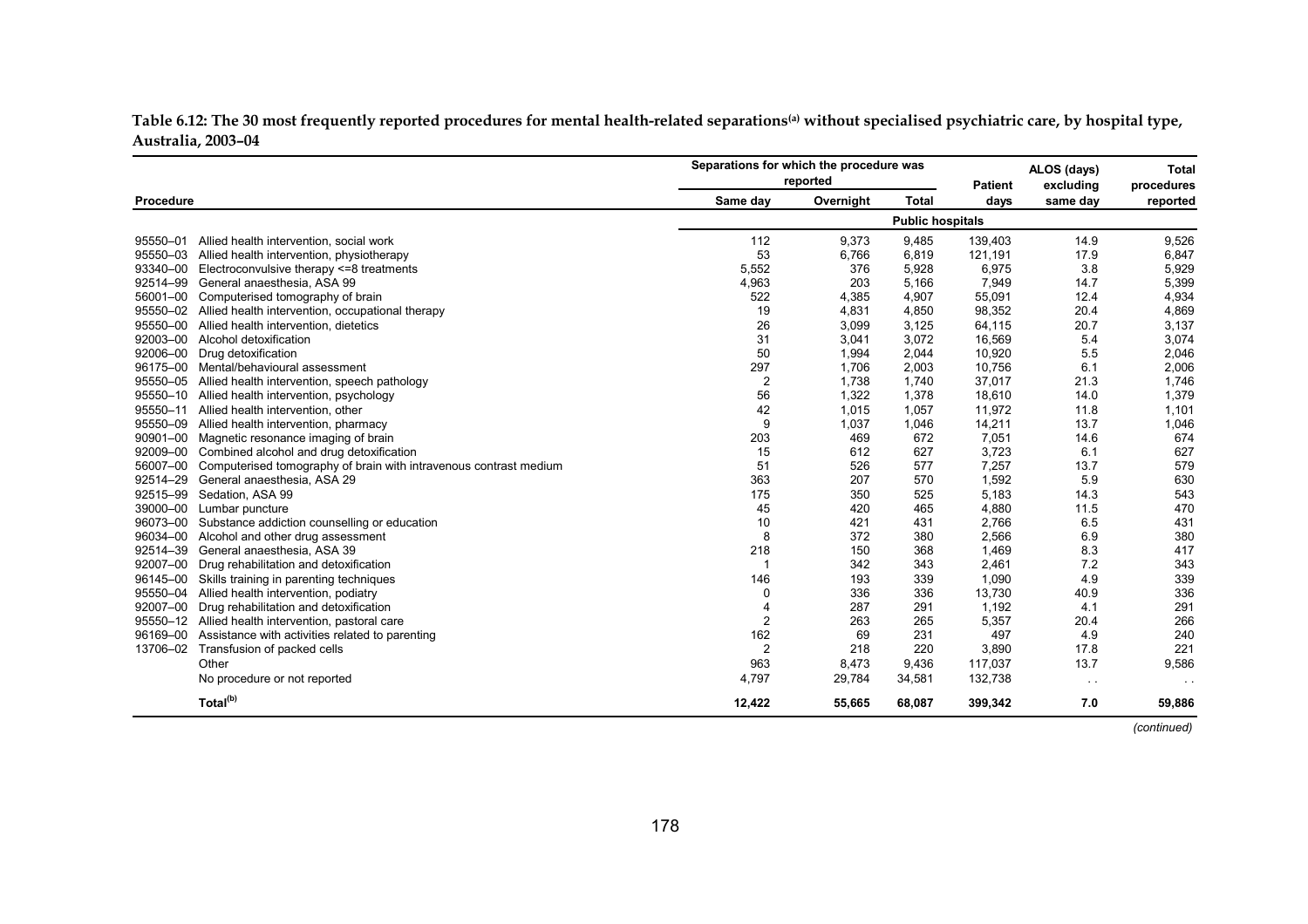**Table 6.12: The 30 most frequently reported procedures for mental health-related separations[(a)] without specialised psychiatric care, by hospital type, Australia, 2003–04**

| Procedure | | Separations for which the procedure was reported | | | Patient days | ALOS (days) excluding same day | Total procedures reported |
|---|---|---|---|---|---|---|---|
| | | Same day | Overnight | Total | | | |
| | | **Public hospitals** | | | | | |
| 95550–01 | Allied health intervention, social work | 112 | 9,373 | 9,485 | 139,403 | 14.9 | 9,526 |
| 95550–03 | Allied health intervention, physiotherapy | 53 | 6,766 | 6,819 | 121,191 | 17.9 | 6,847 |
| 93340–00 | Electroconvulsive therapy <=8 treatments | 5,552 | 376 | 5,928 | 6,975 | 3.8 | 5,929 |
| 92514–99 | General anaesthesia, ASA 99 | 4,963 | 203 | 5,166 | 7,949 | 14.7 | 5,399 |
| 56001–00 | Computerised tomography of brain | 522 | 4,385 | 4,907 | 55,091 | 12.4 | 4,934 |
| 95550–02 | Allied health intervention, occupational therapy | 19 | 4,831 | 4,850 | 98,352 | 20.4 | 4,869 |
| 95550–00 | Allied health intervention, dietetics | 26 | 3,099 | 3,125 | 64,115 | 20.7 | 3,137 |
| 92003–00 | Alcohol detoxification | 31 | 3,041 | 3,072 | 16,569 | 5.4 | 3,074 |
| 92006–00 | Drug detoxification | 50 | 1,994 | 2,044 | 10,920 | 5.5 | 2,046 |
| 96175–00 | Mental/behavioural assessment | 297 | 1,706 | 2,003 | 10,756 | 6.1 | 2,006 |
| 95550–05 | Allied health intervention, speech pathology | 2 | 1,738 | 1,740 | 37,017 | 21.3 | 1,746 |
| 95550–10 | Allied health intervention, psychology | 56 | 1,322 | 1,378 | 18,610 | 14.0 | 1,379 |
| 95550–11 | Allied health intervention, other | 42 | 1,015 | 1,057 | 11,972 | 11.8 | 1,101 |
| 95550–09 | Allied health intervention, pharmacy | 9 | 1,037 | 1,046 | 14,211 | 13.7 | 1,046 |
| 90901–00 | Magnetic resonance imaging of brain | 203 | 469 | 672 | 7,051 | 14.6 | 674 |
| 92009–00 | Combined alcohol and drug detoxification | 15 | 612 | 627 | 3,723 | 6.1 | 627 |
| 56007–00 | Computerised tomography of brain with intravenous contrast medium | 51 | 526 | 577 | 7,257 | 13.7 | 579 |
| 92514–29 | General anaesthesia, ASA 29 | 363 | 207 | 570 | 1,592 | 5.9 | 630 |
| 92515–99 | Sedation, ASA 99 | 175 | 350 | 525 | 5,183 | 14.3 | 543 |
| 39000–00 | Lumbar puncture | 45 | 420 | 465 | 4,880 | 11.5 | 470 |
| 96073–00 | Substance addiction counselling or education | 10 | 421 | 431 | 2,766 | 6.5 | 431 |
| 96034–00 | Alcohol and other drug assessment | 8 | 372 | 380 | 2,566 | 6.9 | 380 |
| 92514–39 | General anaesthesia, ASA 39 | 218 | 150 | 368 | 1,469 | 8.3 | 417 |
| 92007–00 | Drug rehabilitation and detoxification | 1 | 342 | 343 | 2,461 | 7.2 | 343 |
| 96145–00 | Skills training in parenting techniques | 146 | 193 | 339 | 1,090 | 4.9 | 339 |
| 95550–04 | Allied health intervention, podiatry | 0 | 336 | 336 | 13,730 | 40.9 | 336 |
| 92007–00 | Drug rehabilitation and detoxification | 4 | 287 | 291 | 1,192 | 4.1 | 291 |
| 95550–12 | Allied health intervention, pastoral care | 2 | 263 | 265 | 5,357 | 20.4 | 266 |
| 96169–00 | Assistance with activities related to parenting | 162 | 69 | 231 | 497 | 4.9 | 240 |
| 13706–02 | Transfusion of packed cells | 2 | 218 | 220 | 3,890 | 17.8 | 221 |
| | Other | 963 | 8,473 | 9,436 | 117,037 | 13.7 | 9,586 |
| | No procedure or not reported | 4,797 | 29,784 | 34,581 | 132,738 | . . | . . |
| | **Total[(b)]** | **12,422** | **55,665** | **68,087** | **399,342** | **7.0** | **59,886** |

*(continued)*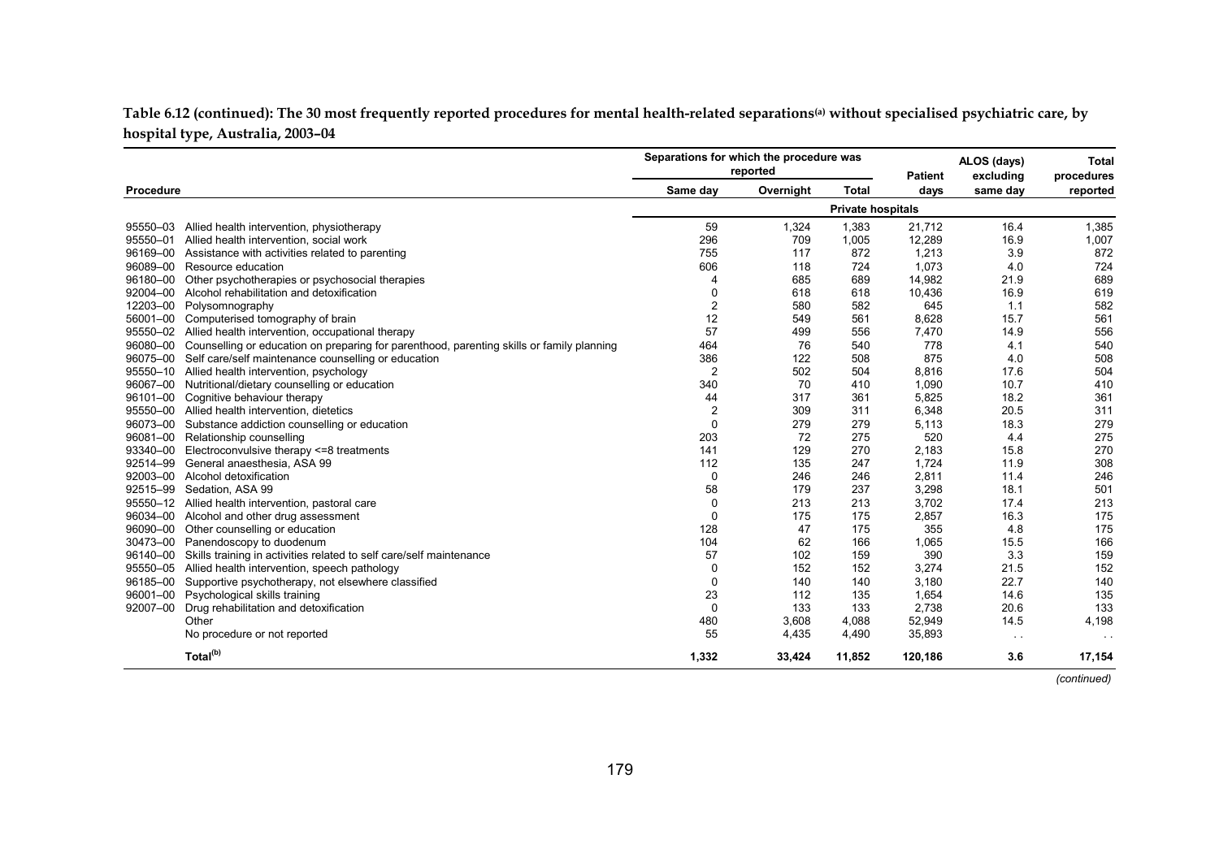**Table 6.12 (continued): The 30 most frequently reported procedures for mental health-related separations[(a)] without specialised psychiatric care, by hospital type, Australia, 2003–04**

| Procedure | | Separations for which the procedure was reported | | | Patient days | ALOS (days) excluding same day | Total procedures reported |
|---|---|---|---|---|---|---|---|
| | | Same day | Overnight | Total | | | |
| | | **Private hospitals** | | | | | |
| 95550–03 | Allied health intervention, physiotherapy | 59 | 1,324 | 1,383 | 21,712 | 16.4 | 1,385 |
| 95550–01 | Allied health intervention, social work | 296 | 709 | 1,005 | 12,289 | 16.9 | 1,007 |
| 96169–00 | Assistance with activities related to parenting | 755 | 117 | 872 | 1,213 | 3.9 | 872 |
| 96089–00 | Resource education | 606 | 118 | 724 | 1,073 | 4.0 | 724 |
| 96180–00 | Other psychotherapies or psychosocial therapies | 4 | 685 | 689 | 14,982 | 21.9 | 689 |
| 92004–00 | Alcohol rehabilitation and detoxification | 0 | 618 | 618 | 10,436 | 16.9 | 619 |
| 12203–00 | Polysomnography | 2 | 580 | 582 | 645 | 1.1 | 582 |
| 56001–00 | Computerised tomography of brain | 12 | 549 | 561 | 8,628 | 15.7 | 561 |
| 95550–02 | Allied health intervention, occupational therapy | 57 | 499 | 556 | 7,470 | 14.9 | 556 |
| 96080–00 | Counselling or education on preparing for parenthood, parenting skills or family planning | 464 | 76 | 540 | 778 | 4.1 | 540 |
| 96075–00 | Self care/self maintenance counselling or education | 386 | 122 | 508 | 875 | 4.0 | 508 |
| 95550–10 | Allied health intervention, psychology | 2 | 502 | 504 | 8,816 | 17.6 | 504 |
| 96067–00 | Nutritional/dietary counselling or education | 340 | 70 | 410 | 1,090 | 10.7 | 410 |
| 96101–00 | Cognitive behaviour therapy | 44 | 317 | 361 | 5,825 | 18.2 | 361 |
| 95550–00 | Allied health intervention, dietetics | 2 | 309 | 311 | 6,348 | 20.5 | 311 |
| 96073–00 | Substance addiction counselling or education | 0 | 279 | 279 | 5,113 | 18.3 | 279 |
| 96081–00 | Relationship counselling | 203 | 72 | 275 | 520 | 4.4 | 275 |
| 93340–00 | Electroconvulsive therapy <=8 treatments | 141 | 129 | 270 | 2,183 | 15.8 | 270 |
| 92514–99 | General anaesthesia, ASA 99 | 112 | 135 | 247 | 1,724 | 11.9 | 308 |
| 92003–00 | Alcohol detoxification | 0 | 246 | 246 | 2,811 | 11.4 | 246 |
| 92515–99 | Sedation, ASA 99 | 58 | 179 | 237 | 3,298 | 18.1 | 501 |
| 95550–12 | Allied health intervention, pastoral care | 0 | 213 | 213 | 3,702 | 17.4 | 213 |
| 96034–00 | Alcohol and other drug assessment | 0 | 175 | 175 | 2,857 | 16.3 | 175 |
| 96090–00 | Other counselling or education | 128 | 47 | 175 | 355 | 4.8 | 175 |
| 30473–00 | Panendoscopy to duodenum | 104 | 62 | 166 | 1,065 | 15.5 | 166 |
| 96140–00 | Skills training in activities related to self care/self maintenance | 57 | 102 | 159 | 390 | 3.3 | 159 |
| 95550–05 | Allied health intervention, speech pathology | 0 | 152 | 152 | 3,274 | 21.5 | 152 |
| 96185–00 | Supportive psychotherapy, not elsewhere classified | 0 | 140 | 140 | 3,180 | 22.7 | 140 |
| 96001–00 | Psychological skills training | 23 | 112 | 135 | 1,654 | 14.6 | 135 |
| 92007–00 | Drug rehabilitation and detoxification | 0 | 133 | 133 | 2,738 | 20.6 | 133 |
| | Other | 480 | 3,608 | 4,088 | 52,949 | 14.5 | 4,198 |
| | No procedure or not reported | 55 | 4,435 | 4,490 | 35,893 | . . | . . |
| | **Total[(b)]** | **1,332** | **33,424** | **11,852** | **120,186** | **3.6** | **17,154** |

*(continued)*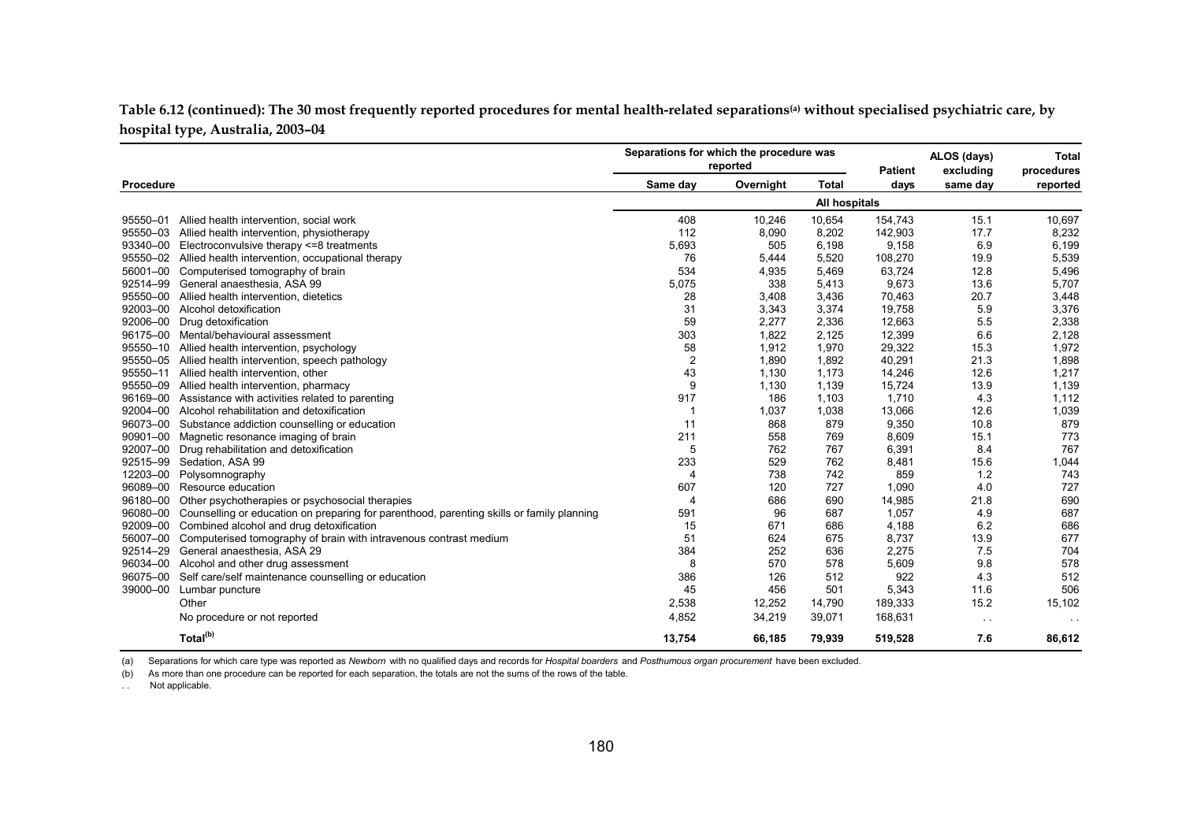**Table 6.12 (continued): The 30 most frequently reported procedures for mental health-related separations(a) without specialised psychiatric care, by hospital type, Australia, 2003–04**

| Procedure | | Separations for which the procedure was reported | | | Patient days | ALOS (days) excluding same day | Total procedures reported |
|---|---|---|---|---|---|---|---|
| | | Same day | Overnight | Total | | | |
| | | All hospitals | | | | | |
| 95550–01 | Allied health intervention, social work | 408 | 10,246 | 10,654 | 154,743 | 15.1 | 10,697 |
| 95550–03 | Allied health intervention, physiotherapy | 112 | 8,090 | 8,202 | 142,903 | 17.7 | 8,232 |
| 93340–00 | Electroconvulsive therapy <=8 treatments | 5,693 | 505 | 6,198 | 9,158 | 6.9 | 6,199 |
| 95550–02 | Allied health intervention, occupational therapy | 76 | 5,444 | 5,520 | 108,270 | 19.9 | 5,539 |
| 56001–00 | Computerised tomography of brain | 534 | 4,935 | 5,469 | 63,724 | 12.8 | 5,496 |
| 92514–99 | General anaesthesia, ASA 99 | 5,075 | 338 | 5,413 | 9,673 | 13.6 | 5,707 |
| 95550–00 | Allied health intervention, dietetics | 28 | 3,408 | 3,436 | 70,463 | 20.7 | 3,448 |
| 92003–00 | Alcohol detoxification | 31 | 3,343 | 3,374 | 19,758 | 5.9 | 3,376 |
| 92006–00 | Drug detoxification | 59 | 2,277 | 2,336 | 12,663 | 5.5 | 2,338 |
| 96175–00 | Mental/behavioural assessment | 303 | 1,822 | 2,125 | 12,399 | 6.6 | 2,128 |
| 95550–10 | Allied health intervention, psychology | 58 | 1,912 | 1,970 | 29,322 | 15.3 | 1,972 |
| 95550–05 | Allied health intervention, speech pathology | 2 | 1,890 | 1,892 | 40,291 | 21.3 | 1,898 |
| 95550–11 | Allied health intervention, other | 43 | 1,130 | 1,173 | 14,246 | 12.6 | 1,217 |
| 95550–09 | Allied health intervention, pharmacy | 9 | 1,130 | 1,139 | 15,724 | 13.9 | 1,139 |
| 96169–00 | Assistance with activities related to parenting | 917 | 186 | 1,103 | 1,710 | 4.3 | 1,112 |
| 92004–00 | Alcohol rehabilitation and detoxification | 1 | 1,037 | 1,038 | 13,066 | 12.6 | 1,039 |
| 96073–00 | Substance addiction counselling or education | 11 | 868 | 879 | 9,350 | 10.8 | 879 |
| 90901–00 | Magnetic resonance imaging of brain | 211 | 558 | 769 | 8,609 | 15.1 | 773 |
| 92007–00 | Drug rehabilitation and detoxification | 5 | 762 | 767 | 6,391 | 8.4 | 767 |
| 92515–99 | Sedation, ASA 99 | 233 | 529 | 762 | 8,481 | 15.6 | 1,044 |
| 12203–00 | Polysomnography | 4 | 738 | 742 | 859 | 1.2 | 743 |
| 96089–00 | Resource education | 607 | 120 | 727 | 1,090 | 4.0 | 727 |
| 96180–00 | Other psychotherapies or psychosocial therapies | 4 | 686 | 690 | 14,985 | 21.8 | 690 |
| 96080–00 | Counselling or education on preparing for parenthood, parenting skills or family planning | 591 | 96 | 687 | 1,057 | 4.9 | 687 |
| 92009–00 | Combined alcohol and drug detoxification | 15 | 671 | 686 | 4,188 | 6.2 | 686 |
| 56007–00 | Computerised tomography of brain with intravenous contrast medium | 51 | 624 | 675 | 8,737 | 13.9 | 677 |
| 92514–29 | General anaesthesia, ASA 29 | 384 | 252 | 636 | 2,275 | 7.5 | 704 |
| 96034–00 | Alcohol and other drug assessment | 8 | 570 | 578 | 5,609 | 9.8 | 578 |
| 96075–00 | Self care/self maintenance counselling or education | 386 | 126 | 512 | 922 | 4.3 | 512 |
| 39000–00 | Lumbar puncture | 45 | 456 | 501 | 5,343 | 11.6 | 506 |
| | Other | 2,538 | 12,252 | 14,790 | 189,333 | 15.2 | 15,102 |
| | No procedure or not reported | 4,852 | 34,219 | 39,071 | 168,631 | . . | . . |
| | **Total(b)** | **13,754** | **66,185** | **79,939** | **519,528** | **7.6** | **86,612** |

(a) Separations for which care type was reported as *Newborn* with no qualified days and records for *Hospital boarders* and *Posthumous organ procurement* have been excluded.

(b) As more than one procedure can be reported for each separation, the totals are not the sums of the rows of the table.

. . Not applicable.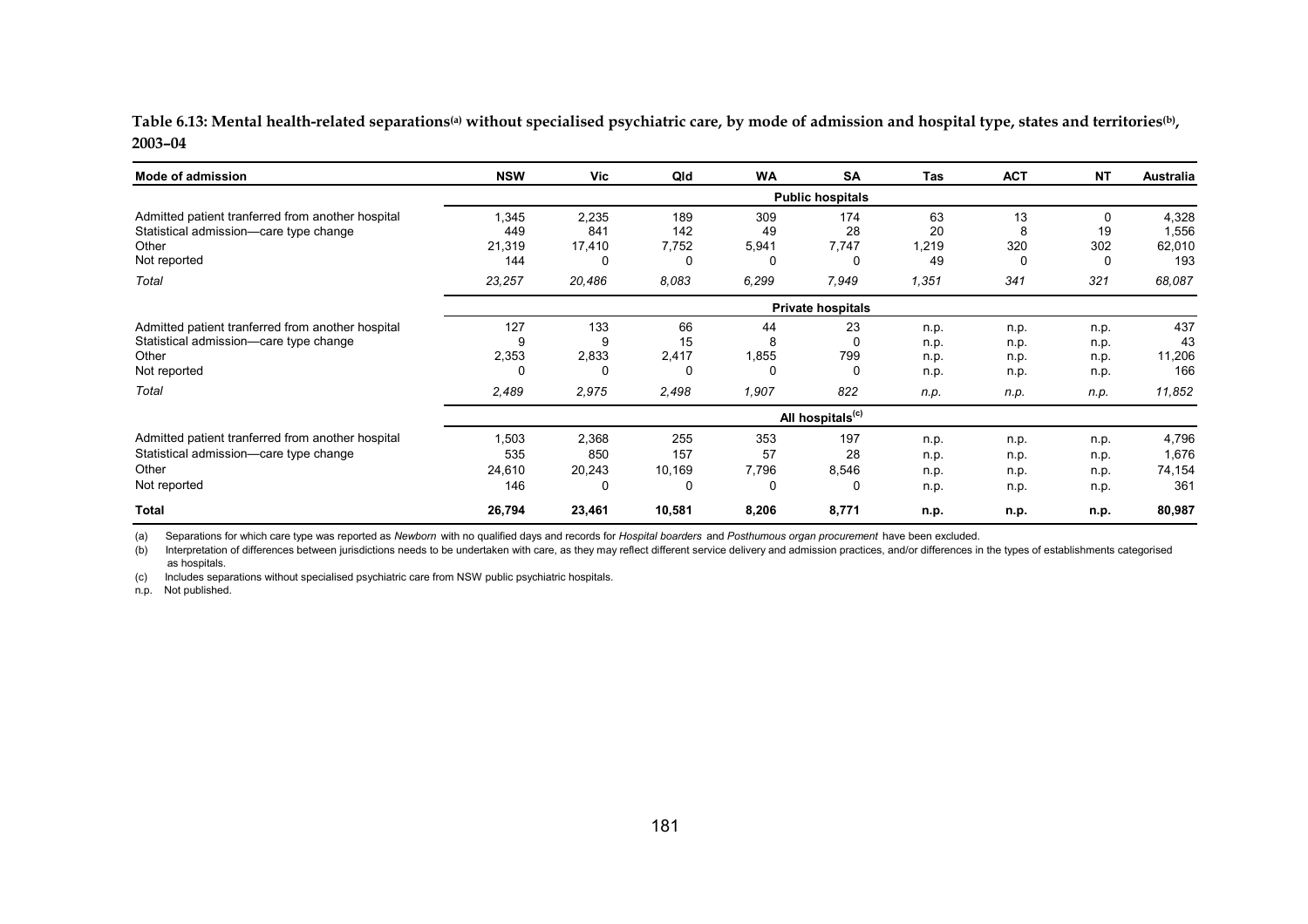**Table 6.13: Mental health-related separations[a] without specialised psychiatric care, by mode of admission and hospital type, states and territories[b], 2003–04**

| Mode of admission | NSW | Vic | Qld | WA | SA | Tas | ACT | NT | Australia |
|---|---|---|---|---|---|---|---|---|---|
| | | | | | **Public hospitals** | | | | |
| Admitted patient tranferred from another hospital | 1,345 | 2,235 | 189 | 309 | 174 | 63 | 13 | 0 | 4,328 |
| Statistical admission—care type change | 449 | 841 | 142 | 49 | 28 | 20 | 8 | 19 | 1,556 |
| Other | 21,319 | 17,410 | 7,752 | 5,941 | 7,747 | 1,219 | 320 | 302 | 62,010 |
| Not reported | 144 | 0 | 0 | 0 | 0 | 49 | 0 | 0 | 193 |
| *Total* | *23,257* | *20,486* | *8,083* | *6,299* | *7,949* | *1,351* | *341* | *321* | *68,087* |
| | | | | | **Private hospitals** | | | | |
| Admitted patient tranferred from another hospital | 127 | 133 | 66 | 44 | 23 | n.p. | n.p. | n.p. | 437 |
| Statistical admission—care type change | 9 | 9 | 15 | 8 | 0 | n.p. | n.p. | n.p. | 43 |
| Other | 2,353 | 2,833 | 2,417 | 1,855 | 799 | n.p. | n.p. | n.p. | 11,206 |
| Not reported | 0 | 0 | 0 | 0 | 0 | n.p. | n.p. | n.p. | 166 |
| *Total* | *2,489* | *2,975* | *2,498* | *1,907* | *822* | *n.p.* | *n.p.* | *n.p.* | *11,852* |
| | | | | | **All hospitals[c]** | | | | |
| Admitted patient tranferred from another hospital | 1,503 | 2,368 | 255 | 353 | 197 | n.p. | n.p. | n.p. | 4,796 |
| Statistical admission—care type change | 535 | 850 | 157 | 57 | 28 | n.p. | n.p. | n.p. | 1,676 |
| Other | 24,610 | 20,243 | 10,169 | 7,796 | 8,546 | n.p. | n.p. | n.p. | 74,154 |
| Not reported | 146 | 0 | 0 | 0 | 0 | n.p. | n.p. | n.p. | 361 |
| **Total** | **26,794** | **23,461** | **10,581** | **8,206** | **8,771** | **n.p.** | **n.p.** | **n.p.** | **80,987** |

(a) Separations for which care type was reported as *Newborn* with no qualified days and records for *Hospital boarders* and *Posthumous organ procurement* have been excluded.

(b) Interpretation of differences between jurisdictions needs to be undertaken with care, as they may reflect different service delivery and admission practices, and/or differences in the types of establishments categorised as hospitals.

(c) Includes separations without specialised psychiatric care from NSW public psychiatric hospitals.

n.p. Not published.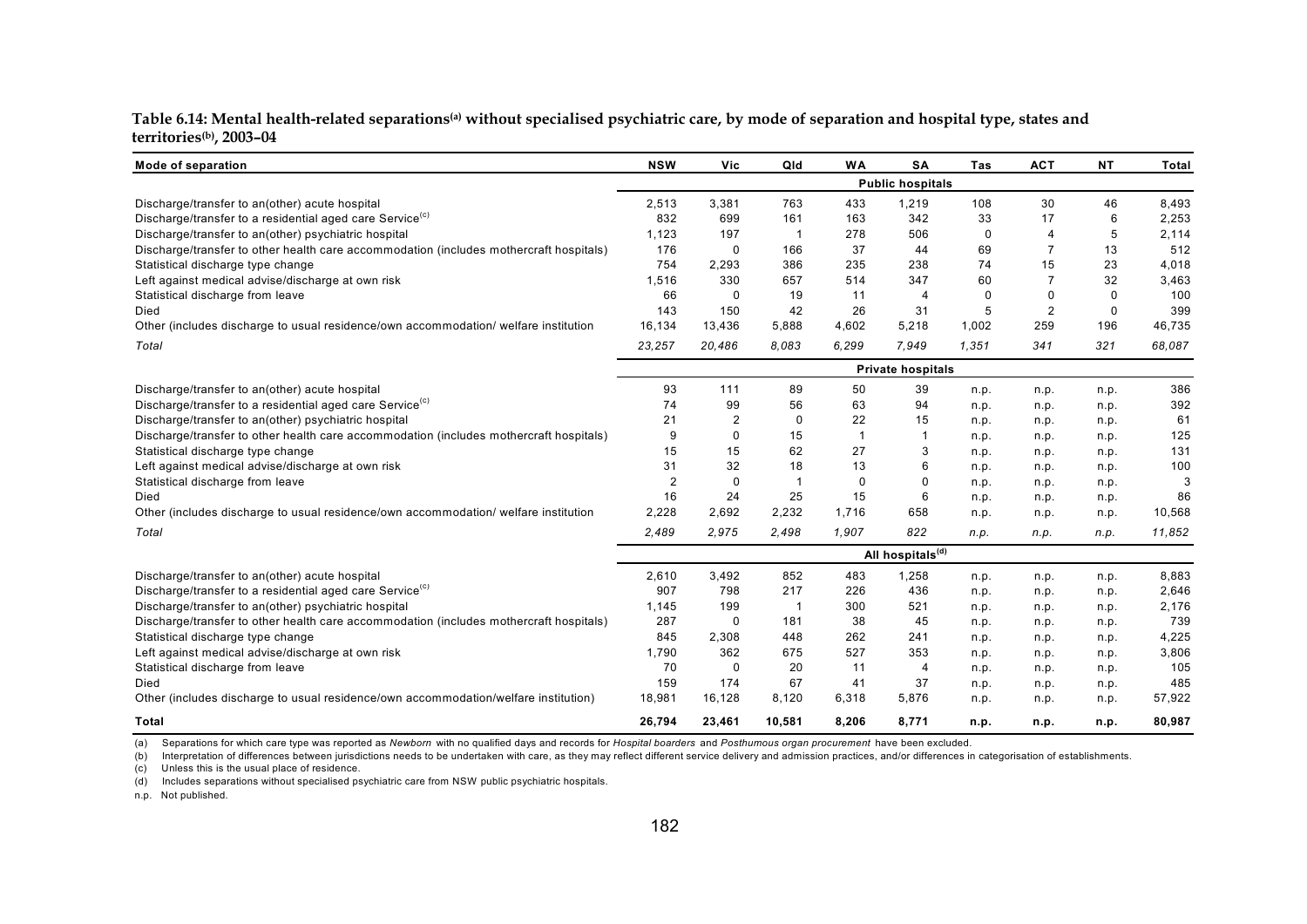**Table 6.14: Mental health-related separations[(a)] without specialised psychiatric care, by mode of separation and hospital type, states and territories[(b)], 2003–04**

| Mode of separation | NSW | Vic | Qld | WA | SA | Tas | ACT | NT | Total |
|---|---|---|---|---|---|---|---|---|---|
| | | | | | **Public hospitals** | | | | |
| Discharge/transfer to an(other) acute hospital | 2,513 | 3,381 | 763 | 433 | 1,219 | 108 | 30 | 46 | 8,493 |
| Discharge/transfer to a residential aged care Service[(c)] | 832 | 699 | 161 | 163 | 342 | 33 | 17 | 6 | 2,253 |
| Discharge/transfer to an(other) psychiatric hospital | 1,123 | 197 | 1 | 278 | 506 | 0 | 4 | 5 | 2,114 |
| Discharge/transfer to other health care accommodation (includes mothercraft hospitals) | 176 | 0 | 166 | 37 | 44 | 69 | 7 | 13 | 512 |
| Statistical discharge type change | 754 | 2,293 | 386 | 235 | 238 | 74 | 15 | 23 | 4,018 |
| Left against medical advise/discharge at own risk | 1,516 | 330 | 657 | 514 | 347 | 60 | 7 | 32 | 3,463 |
| Statistical discharge from leave | 66 | 0 | 19 | 11 | 4 | 0 | 0 | 0 | 100 |
| Died | 143 | 150 | 42 | 26 | 31 | 5 | 2 | 0 | 399 |
| Other (includes discharge to usual residence/own accommodation/ welfare institution | 16,134 | 13,436 | 5,888 | 4,602 | 5,218 | 1,002 | 259 | 196 | 46,735 |
| *Total* | *23,257* | *20,486* | *8,083* | *6,299* | *7,949* | *1,351* | *341* | *321* | *68,087* |
| | | | | | **Private hospitals** | | | | |
| Discharge/transfer to an(other) acute hospital | 93 | 111 | 89 | 50 | 39 | n.p. | n.p. | n.p. | 386 |
| Discharge/transfer to a residential aged care Service[(c)] | 74 | 99 | 56 | 63 | 94 | n.p. | n.p. | n.p. | 392 |
| Discharge/transfer to an(other) psychiatric hospital | 21 | 2 | 0 | 22 | 15 | n.p. | n.p. | n.p. | 61 |
| Discharge/transfer to other health care accommodation (includes mothercraft hospitals) | 9 | 0 | 15 | 1 | 1 | n.p. | n.p. | n.p. | 125 |
| Statistical discharge type change | 15 | 15 | 62 | 27 | 3 | n.p. | n.p. | n.p. | 131 |
| Left against medical advise/discharge at own risk | 31 | 32 | 18 | 13 | 6 | n.p. | n.p. | n.p. | 100 |
| Statistical discharge from leave | 2 | 0 | 1 | 0 | 0 | n.p. | n.p. | n.p. | 3 |
| Died | 16 | 24 | 25 | 15 | 6 | n.p. | n.p. | n.p. | 86 |
| Other (includes discharge to usual residence/own accommodation/ welfare institution | 2,228 | 2,692 | 2,232 | 1,716 | 658 | n.p. | n.p. | n.p. | 10,568 |
| *Total* | *2,489* | *2,975* | *2,498* | *1,907* | *822* | *n.p.* | *n.p.* | *n.p.* | *11,852* |
| | | | | | **All hospitals[(d)]** | | | | |
| Discharge/transfer to an(other) acute hospital | 2,610 | 3,492 | 852 | 483 | 1,258 | n.p. | n.p. | n.p. | 8,883 |
| Discharge/transfer to a residential aged care Service[(c)] | 907 | 798 | 217 | 226 | 436 | n.p. | n.p. | n.p. | 2,646 |
| Discharge/transfer to an(other) psychiatric hospital | 1,145 | 199 | 1 | 300 | 521 | n.p. | n.p. | n.p. | 2,176 |
| Discharge/transfer to other health care accommodation (includes mothercraft hospitals) | 287 | 0 | 181 | 38 | 45 | n.p. | n.p. | n.p. | 739 |
| Statistical discharge type change | 845 | 2,308 | 448 | 262 | 241 | n.p. | n.p. | n.p. | 4,225 |
| Left against medical advise/discharge at own risk | 1,790 | 362 | 675 | 527 | 353 | n.p. | n.p. | n.p. | 3,806 |
| Statistical discharge from leave | 70 | 0 | 20 | 11 | 4 | n.p. | n.p. | n.p. | 105 |
| Died | 159 | 174 | 67 | 41 | 37 | n.p. | n.p. | n.p. | 485 |
| Other (includes discharge to usual residence/own accommodation/welfare institution) | 18,981 | 16,128 | 8,120 | 6,318 | 5,876 | n.p. | n.p. | n.p. | 57,922 |
| **Total** | **26,794** | **23,461** | **10,581** | **8,206** | **8,771** | **n.p.** | **n.p.** | **n.p.** | **80,987** |

(a) Separations for which care type was reported as *Newborn* with no qualified days and records for *Hospital boarders* and *Posthumous organ procurement* have been excluded.

(b) Interpretation of differences between jurisdictions needs to be undertaken with care, as they may reflect different service delivery and admission practices, and/or differences in categorisation of establishments.

(c) Unless this is the usual place of residence.

(d) Includes separations without specialised psychiatric care from NSW public psychiatric hospitals.

n.p. Not published.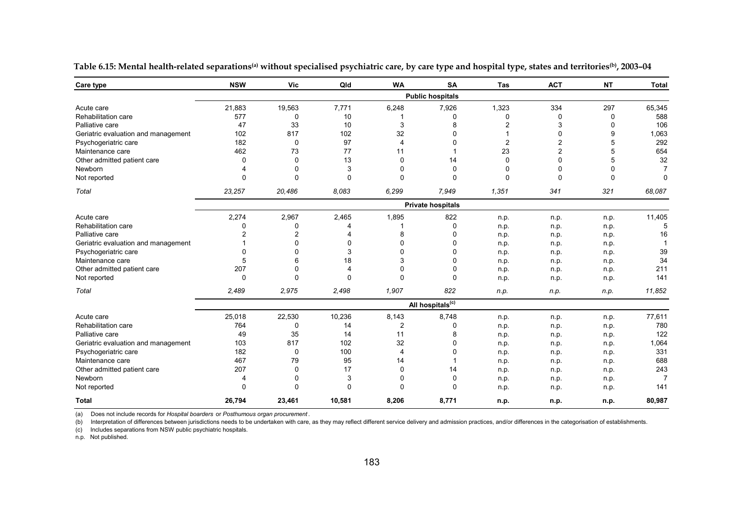**Table 6.15: Mental health-related separations[(a)] without specialised psychiatric care, by care type and hospital type, states and territories[(b)], 2003–04**

| Care type | NSW | Vic | Qld | WA | SA | Tas | ACT | NT | Total |
|---|---|---|---|---|---|---|---|---|---|
| | | | | | **Public hospitals** | | | | |
| Acute care | 21,883 | 19,563 | 7,771 | 6,248 | 7,926 | 1,323 | 334 | 297 | 65,345 |
| Rehabilitation care | 577 | 0 | 10 | 1 | 0 | 0 | 0 | 0 | 588 |
| Palliative care | 47 | 33 | 10 | 3 | 8 | 2 | 3 | 0 | 106 |
| Geriatric evaluation and management | 102 | 817 | 102 | 32 | 0 | 1 | 0 | 9 | 1,063 |
| Psychogeriatric care | 182 | 0 | 97 | 4 | 0 | 2 | 2 | 5 | 292 |
| Maintenance care | 462 | 73 | 77 | 11 | 1 | 23 | 2 | 5 | 654 |
| Other admitted patient care | 0 | 0 | 13 | 0 | 14 | 0 | 0 | 5 | 32 |
| Newborn | 4 | 0 | 3 | 0 | 0 | 0 | 0 | 0 | 7 |
| Not reported | 0 | 0 | 0 | 0 | 0 | 0 | 0 | 0 | 0 |
| *Total* | *23,257* | *20,486* | *8,083* | *6,299* | *7,949* | *1,351* | *341* | *321* | *68,087* |
| | | | | | **Private hospitals** | | | | |
| Acute care | 2,274 | 2,967 | 2,465 | 1,895 | 822 | n.p. | n.p. | n.p. | 11,405 |
| Rehabilitation care | 0 | 0 | 4 | 1 | 0 | n.p. | n.p. | n.p. | 5 |
| Palliative care | 2 | 2 | 4 | 8 | 0 | n.p. | n.p. | n.p. | 16 |
| Geriatric evaluation and management | 1 | 0 | 0 | 0 | 0 | n.p. | n.p. | n.p. | 1 |
| Psychogeriatric care | 0 | 0 | 3 | 0 | 0 | n.p. | n.p. | n.p. | 39 |
| Maintenance care | 5 | 6 | 18 | 3 | 0 | n.p. | n.p. | n.p. | 34 |
| Other admitted patient care | 207 | 0 | 4 | 0 | 0 | n.p. | n.p. | n.p. | 211 |
| Not reported | 0 | 0 | 0 | 0 | 0 | n.p. | n.p. | n.p. | 141 |
| *Total* | *2,489* | *2,975* | *2,498* | *1,907* | *822* | *n.p.* | *n.p.* | *n.p.* | *11,852* |
| | | | | | **All hospitals[(c)]** | | | | |
| Acute care | 25,018 | 22,530 | 10,236 | 8,143 | 8,748 | n.p. | n.p. | n.p. | 77,611 |
| Rehabilitation care | 764 | 0 | 14 | 2 | 0 | n.p. | n.p. | n.p. | 780 |
| Palliative care | 49 | 35 | 14 | 11 | 8 | n.p. | n.p. | n.p. | 122 |
| Geriatric evaluation and management | 103 | 817 | 102 | 32 | 0 | n.p. | n.p. | n.p. | 1,064 |
| Psychogeriatric care | 182 | 0 | 100 | 4 | 0 | n.p. | n.p. | n.p. | 331 |
| Maintenance care | 467 | 79 | 95 | 14 | 1 | n.p. | n.p. | n.p. | 688 |
| Other admitted patient care | 207 | 0 | 17 | 0 | 14 | n.p. | n.p. | n.p. | 243 |
| Newborn | 4 | 0 | 3 | 0 | 0 | n.p. | n.p. | n.p. | 7 |
| Not reported | 0 | 0 | 0 | 0 | 0 | n.p. | n.p. | n.p. | 141 |
| **Total** | **26,794** | **23,461** | **10,581** | **8,206** | **8,771** | **n.p.** | **n.p.** | **n.p.** | **80,987** |

(a) Does not include records for *Hospital boarders* or *Posthumous organ procurement*.

(b) Interpretation of differences between jurisdictions needs to be undertaken with care, as they may reflect different service delivery and admission practices, and/or differences in the categorisation of establishments.

(c) Includes separations from NSW public psychiatric hospitals.

n.p. Not published.